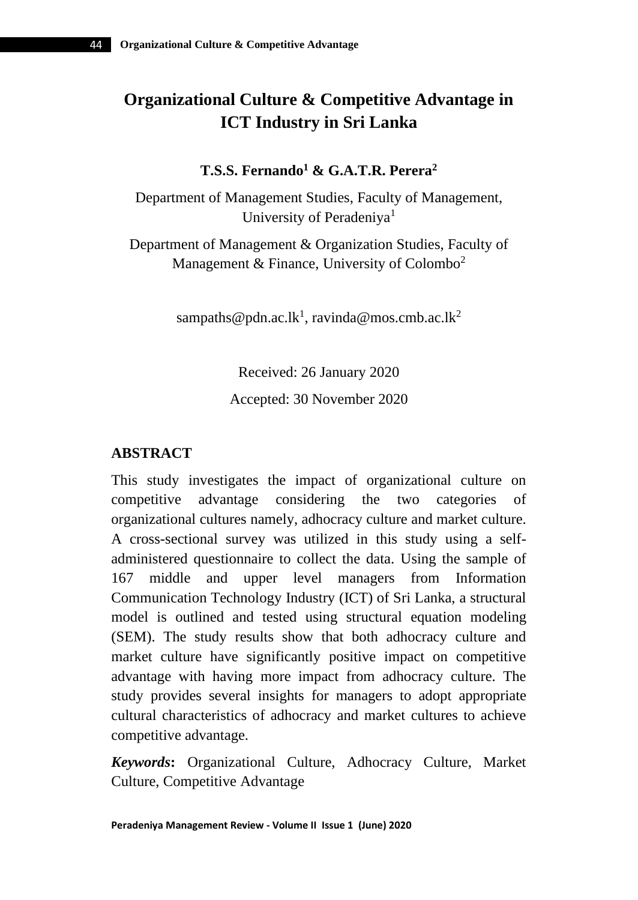# Organizational Culture & Competitive Advantage in ICT Industry in Sri Lanka

**T.S.S. Fernando[1] & G.A.T.R. Perera[2]**

Department of Management Studies, Faculty of Management, University of Peradeniya[1]

Department of Management & Organization Studies, Faculty of Management & Finance, University of Colombo[2]

sampaths@pdn.ac.lk[1], ravinda@mos.cmb.ac.lk[2]

Received: 26 January 2020

Accepted: 30 November 2020

## ABSTRACT

This study investigates the impact of organizational culture on competitive advantage considering the two categories of organizational cultures namely, adhocracy culture and market culture. A cross-sectional survey was utilized in this study using a self-administered questionnaire to collect the data. Using the sample of 167 middle and upper level managers from Information Communication Technology Industry (ICT) of Sri Lanka, a structural model is outlined and tested using structural equation modeling (SEM). The study results show that both adhocracy culture and market culture have significantly positive impact on competitive advantage with having more impact from adhocracy culture. The study provides several insights for managers to adopt appropriate cultural characteristics of adhocracy and market cultures to achieve competitive advantage.

***Keywords*:** Organizational Culture, Adhocracy Culture, Market Culture, Competitive Advantage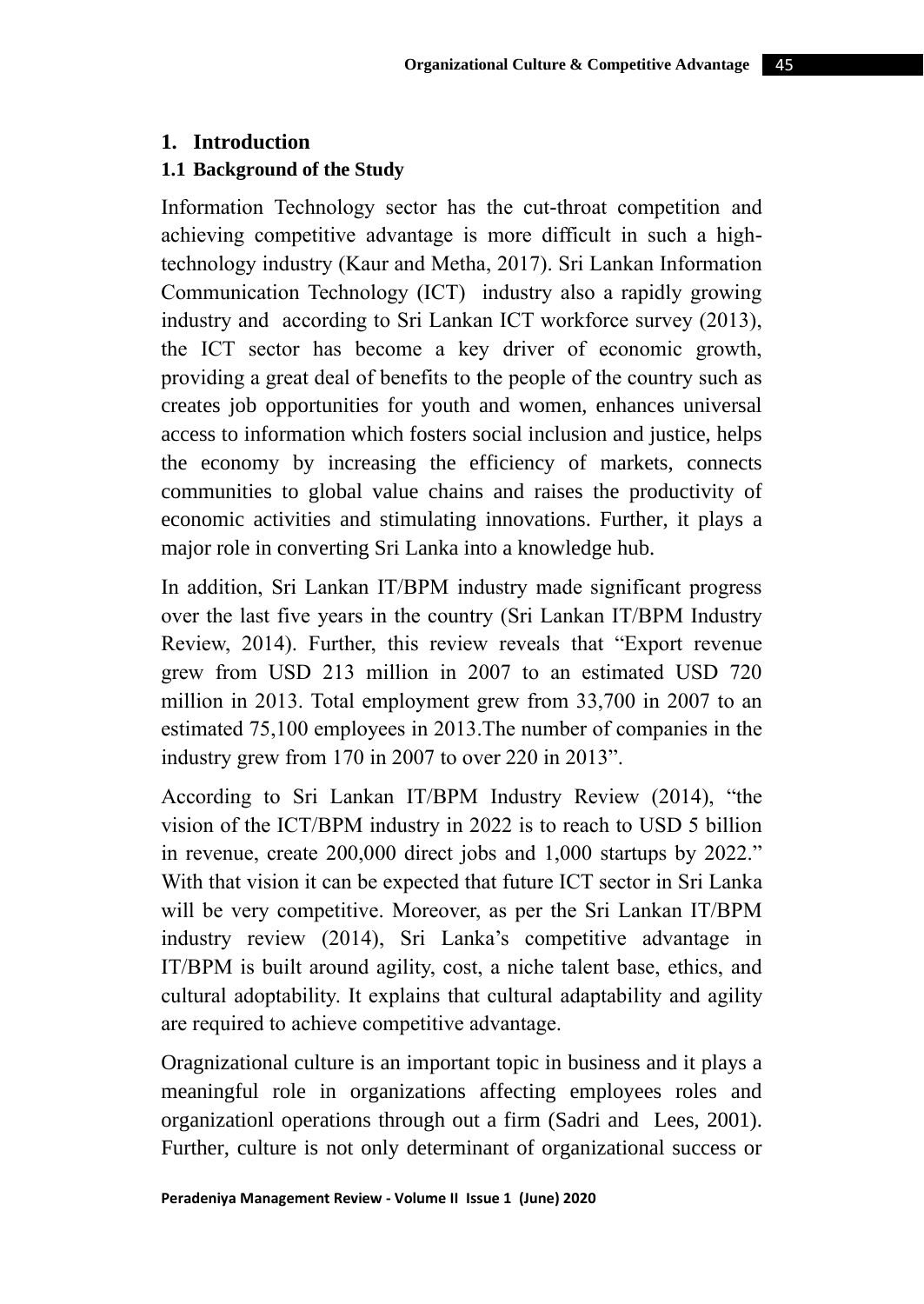## 1. Introduction

### 1.1 Background of the Study

Information Technology sector has the cut-throat competition and achieving competitive advantage is more difficult in such a high-technology industry (Kaur and Metha, 2017). Sri Lankan Information Communication Technology (ICT) industry also a rapidly growing industry and according to Sri Lankan ICT workforce survey (2013), the ICT sector has become a key driver of economic growth, providing a great deal of benefits to the people of the country such as creates job opportunities for youth and women, enhances universal access to information which fosters social inclusion and justice, helps the economy by increasing the efficiency of markets, connects communities to global value chains and raises the productivity of economic activities and stimulating innovations. Further, it plays a major role in converting Sri Lanka into a knowledge hub.

In addition, Sri Lankan IT/BPM industry made significant progress over the last five years in the country (Sri Lankan IT/BPM Industry Review, 2014). Further, this review reveals that "Export revenue grew from USD 213 million in 2007 to an estimated USD 720 million in 2013. Total employment grew from 33,700 in 2007 to an estimated 75,100 employees in 2013.The number of companies in the industry grew from 170 in 2007 to over 220 in 2013".

According to Sri Lankan IT/BPM Industry Review (2014), "the vision of the ICT/BPM industry in 2022 is to reach to USD 5 billion in revenue, create 200,000 direct jobs and 1,000 startups by 2022." With that vision it can be expected that future ICT sector in Sri Lanka will be very competitive. Moreover, as per the Sri Lankan IT/BPM industry review (2014), Sri Lanka's competitive advantage in IT/BPM is built around agility, cost, a niche talent base, ethics, and cultural adoptability. It explains that cultural adaptability and agility are required to achieve competitive advantage.

Oragnizational culture is an important topic in business and it plays a meaningful role in organizations affecting employees roles and organizationl operations through out a firm (Sadri and Lees, 2001). Further, culture is not only determinant of organizational success or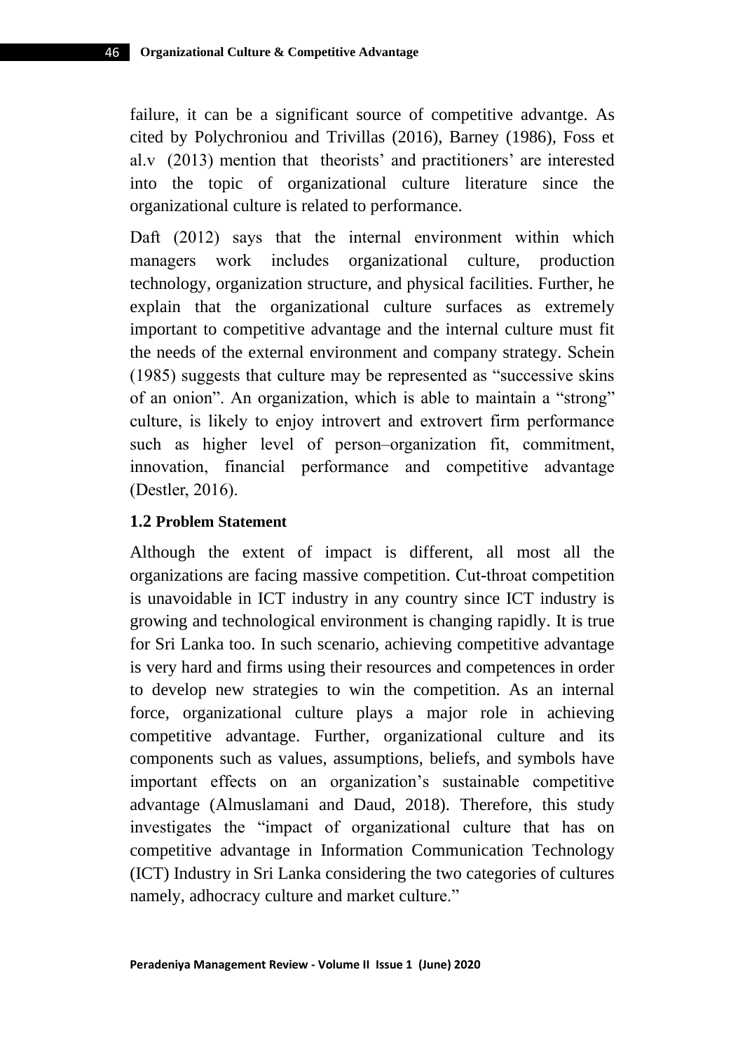failure, it can be a significant source of competitive advantge. As cited by Polychroniou and Trivillas (2016), Barney (1986), Foss et al.v (2013) mention that theorists' and practitioners' are interested into the topic of organizational culture literature since the organizational culture is related to performance.

Daft (2012) says that the internal environment within which managers work includes organizational culture, production technology, organization structure, and physical facilities. Further, he explain that the organizational culture surfaces as extremely important to competitive advantage and the internal culture must fit the needs of the external environment and company strategy. Schein (1985) suggests that culture may be represented as "successive skins of an onion". An organization, which is able to maintain a "strong" culture, is likely to enjoy introvert and extrovert firm performance such as higher level of person–organization fit, commitment, innovation, financial performance and competitive advantage (Destler, 2016).

## 1.2 Problem Statement

Although the extent of impact is different, all most all the organizations are facing massive competition. Cut-throat competition is unavoidable in ICT industry in any country since ICT industry is growing and technological environment is changing rapidly. It is true for Sri Lanka too. In such scenario, achieving competitive advantage is very hard and firms using their resources and competences in order to develop new strategies to win the competition. As an internal force, organizational culture plays a major role in achieving competitive advantage. Further, organizational culture and its components such as values, assumptions, beliefs, and symbols have important effects on an organization's sustainable competitive advantage (Almuslamani and Daud, 2018). Therefore, this study investigates the "impact of organizational culture that has on competitive advantage in Information Communication Technology (ICT) Industry in Sri Lanka considering the two categories of cultures namely, adhocracy culture and market culture."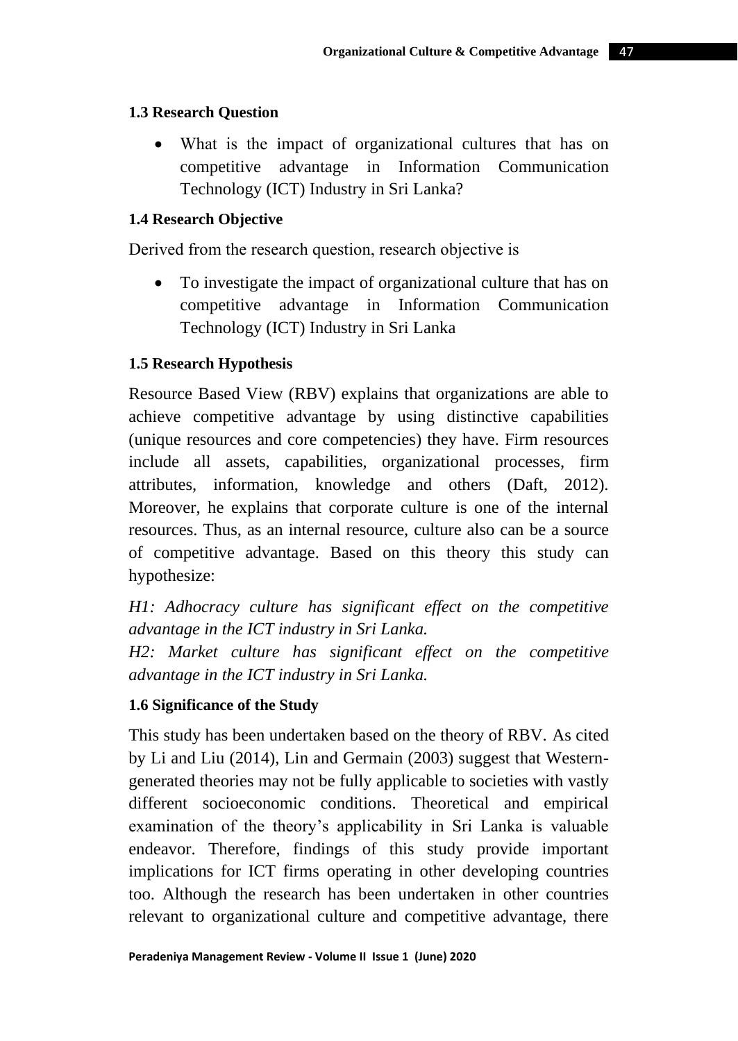### 1.3 Research Question

- What is the impact of organizational cultures that has on competitive advantage in Information Communication Technology (ICT) Industry in Sri Lanka?

### 1.4 Research Objective

Derived from the research question, research objective is

- To investigate the impact of organizational culture that has on competitive advantage in Information Communication Technology (ICT) Industry in Sri Lanka

### 1.5 Research Hypothesis

Resource Based View (RBV) explains that organizations are able to achieve competitive advantage by using distinctive capabilities (unique resources and core competencies) they have. Firm resources include all assets, capabilities, organizational processes, firm attributes, information, knowledge and others (Daft, 2012). Moreover, he explains that corporate culture is one of the internal resources. Thus, as an internal resource, culture also can be a source of competitive advantage. Based on this theory this study can hypothesize:

*H1: Adhocracy culture has significant effect on the competitive advantage in the ICT industry in Sri Lanka.*
*H2: Market culture has significant effect on the competitive advantage in the ICT industry in Sri Lanka.*

### 1.6 Significance of the Study

This study has been undertaken based on the theory of RBV. As cited by Li and Liu (2014), Lin and Germain (2003) suggest that Western-generated theories may not be fully applicable to societies with vastly different socioeconomic conditions. Theoretical and empirical examination of the theory's applicability in Sri Lanka is valuable endeavor. Therefore, findings of this study provide important implications for ICT firms operating in other developing countries too. Although the research has been undertaken in other countries relevant to organizational culture and competitive advantage, there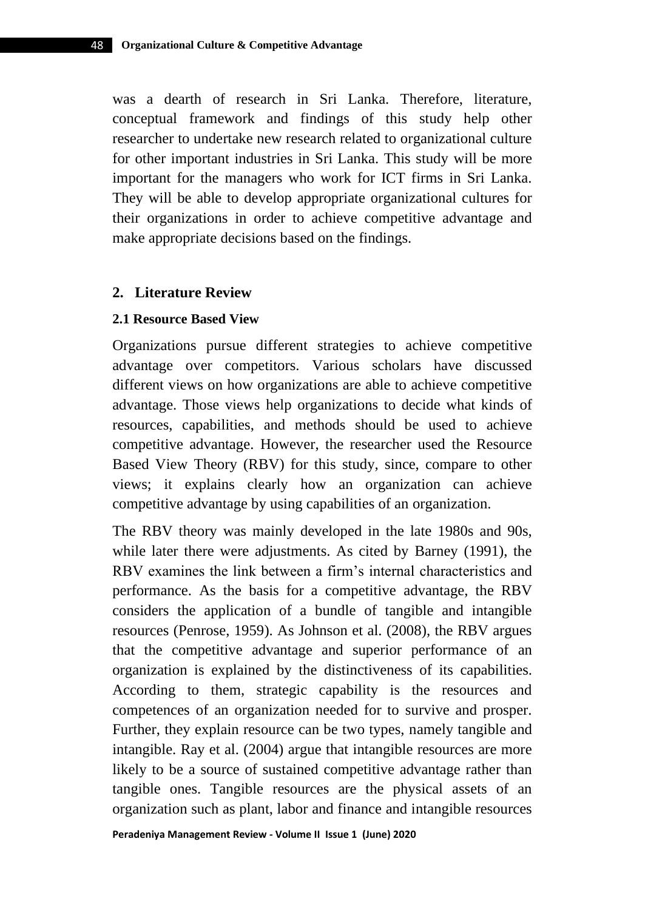was a dearth of research in Sri Lanka. Therefore, literature, conceptual framework and findings of this study help other researcher to undertake new research related to organizational culture for other important industries in Sri Lanka. This study will be more important for the managers who work for ICT firms in Sri Lanka. They will be able to develop appropriate organizational cultures for their organizations in order to achieve competitive advantage and make appropriate decisions based on the findings.

## 2. Literature Review

### 2.1 Resource Based View

Organizations pursue different strategies to achieve competitive advantage over competitors. Various scholars have discussed different views on how organizations are able to achieve competitive advantage. Those views help organizations to decide what kinds of resources, capabilities, and methods should be used to achieve competitive advantage. However, the researcher used the Resource Based View Theory (RBV) for this study, since, compare to other views; it explains clearly how an organization can achieve competitive advantage by using capabilities of an organization.

The RBV theory was mainly developed in the late 1980s and 90s, while later there were adjustments. As cited by Barney (1991), the RBV examines the link between a firm's internal characteristics and performance. As the basis for a competitive advantage, the RBV considers the application of a bundle of tangible and intangible resources (Penrose, 1959). As Johnson et al. (2008), the RBV argues that the competitive advantage and superior performance of an organization is explained by the distinctiveness of its capabilities. According to them, strategic capability is the resources and competences of an organization needed for to survive and prosper. Further, they explain resource can be two types, namely tangible and intangible. Ray et al. (2004) argue that intangible resources are more likely to be a source of sustained competitive advantage rather than tangible ones. Tangible resources are the physical assets of an organization such as plant, labor and finance and intangible resources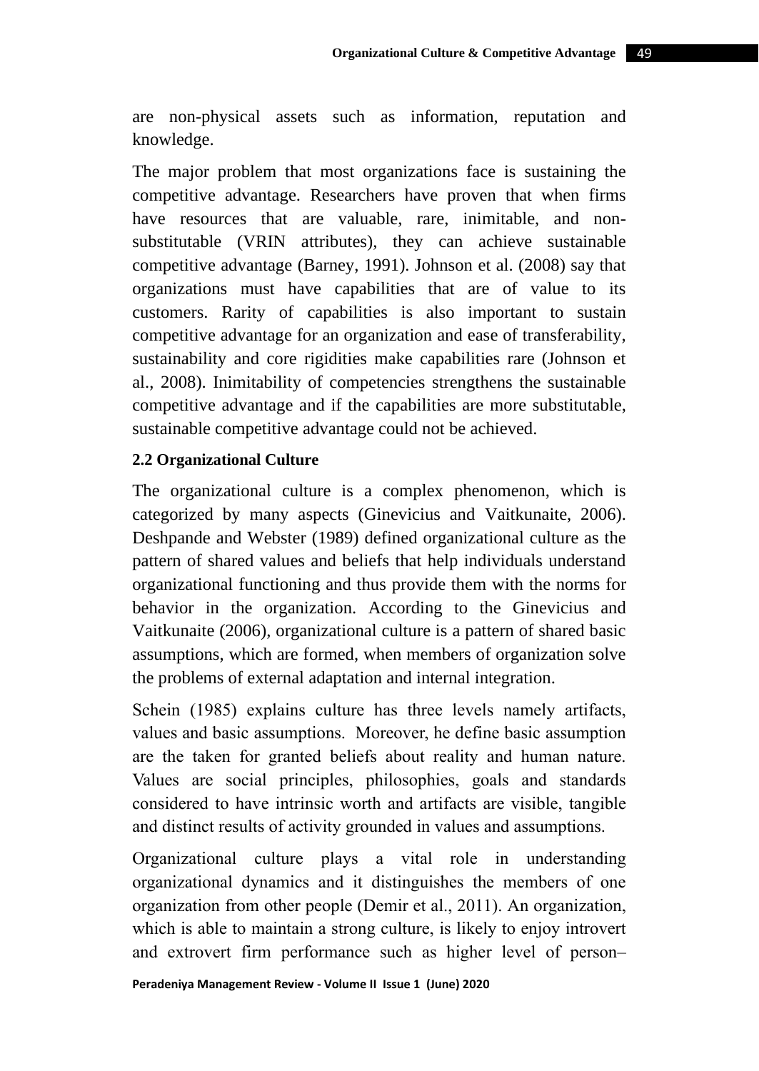are non-physical assets such as information, reputation and knowledge.

The major problem that most organizations face is sustaining the competitive advantage. Researchers have proven that when firms have resources that are valuable, rare, inimitable, and non-substitutable (VRIN attributes), they can achieve sustainable competitive advantage (Barney, 1991). Johnson et al. (2008) say that organizations must have capabilities that are of value to its customers. Rarity of capabilities is also important to sustain competitive advantage for an organization and ease of transferability, sustainability and core rigidities make capabilities rare (Johnson et al., 2008). Inimitability of competencies strengthens the sustainable competitive advantage and if the capabilities are more substitutable, sustainable competitive advantage could not be achieved.

### 2.2 Organizational Culture

The organizational culture is a complex phenomenon, which is categorized by many aspects (Ginevicius and Vaitkunaite, 2006). Deshpande and Webster (1989) defined organizational culture as the pattern of shared values and beliefs that help individuals understand organizational functioning and thus provide them with the norms for behavior in the organization. According to the Ginevicius and Vaitkunaite (2006), organizational culture is a pattern of shared basic assumptions, which are formed, when members of organization solve the problems of external adaptation and internal integration.

Schein (1985) explains culture has three levels namely artifacts, values and basic assumptions. Moreover, he define basic assumption are the taken for granted beliefs about reality and human nature. Values are social principles, philosophies, goals and standards considered to have intrinsic worth and artifacts are visible, tangible and distinct results of activity grounded in values and assumptions.

Organizational culture plays a vital role in understanding organizational dynamics and it distinguishes the members of one organization from other people (Demir et al., 2011). An organization, which is able to maintain a strong culture, is likely to enjoy introvert and extrovert firm performance such as higher level of person–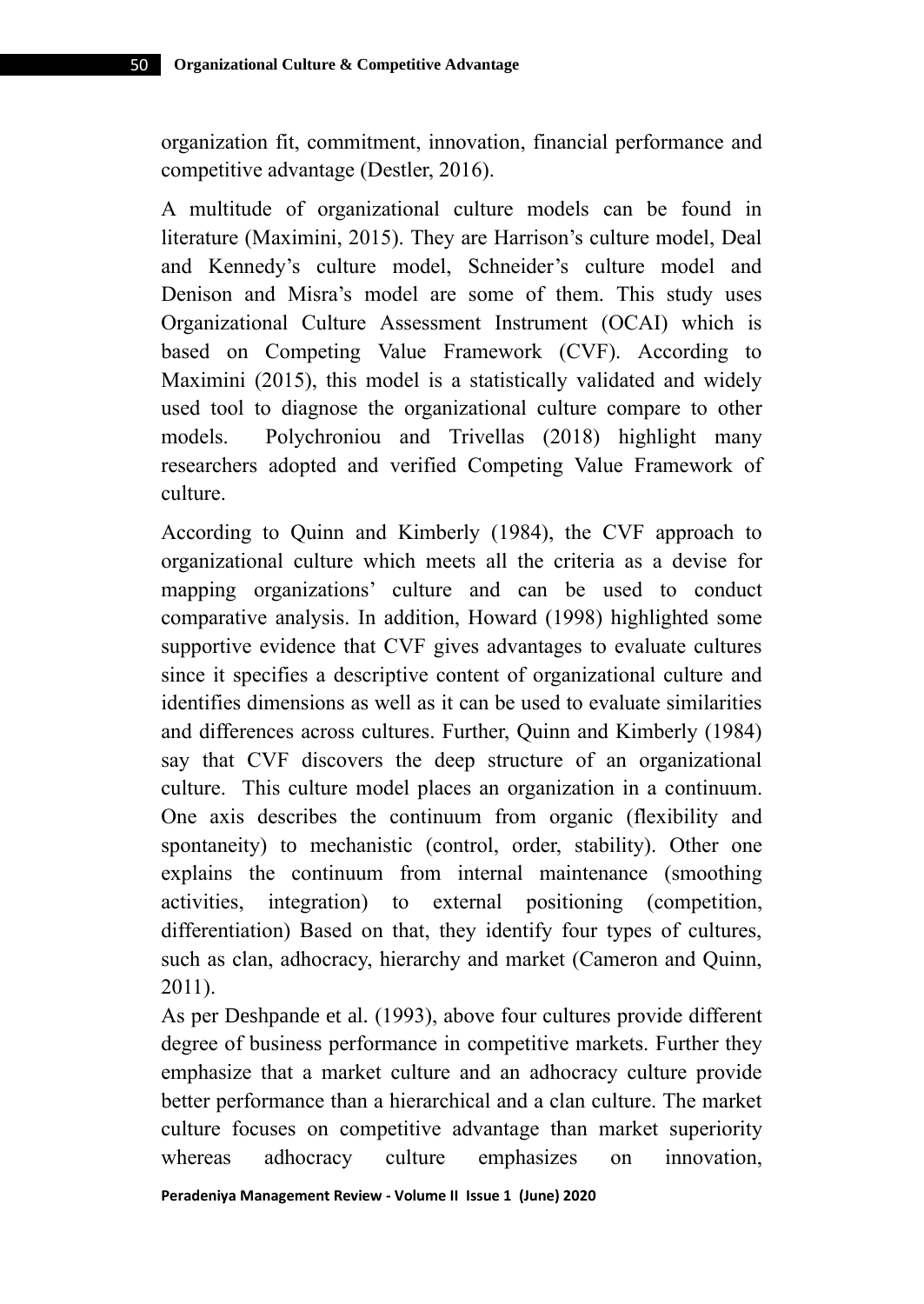organization fit, commitment, innovation, financial performance and competitive advantage (Destler, 2016).

A multitude of organizational culture models can be found in literature (Maximini, 2015). They are Harrison's culture model, Deal and Kennedy's culture model, Schneider's culture model and Denison and Misra's model are some of them. This study uses Organizational Culture Assessment Instrument (OCAI) which is based on Competing Value Framework (CVF). According to Maximini (2015), this model is a statistically validated and widely used tool to diagnose the organizational culture compare to other models. Polychroniou and Trivellas (2018) highlight many researchers adopted and verified Competing Value Framework of culture.

According to Quinn and Kimberly (1984), the CVF approach to organizational culture which meets all the criteria as a devise for mapping organizations' culture and can be used to conduct comparative analysis. In addition, Howard (1998) highlighted some supportive evidence that CVF gives advantages to evaluate cultures since it specifies a descriptive content of organizational culture and identifies dimensions as well as it can be used to evaluate similarities and differences across cultures. Further, Quinn and Kimberly (1984) say that CVF discovers the deep structure of an organizational culture. This culture model places an organization in a continuum. One axis describes the continuum from organic (flexibility and spontaneity) to mechanistic (control, order, stability). Other one explains the continuum from internal maintenance (smoothing activities, integration) to external positioning (competition, differentiation) Based on that, they identify four types of cultures, such as clan, adhocracy, hierarchy and market (Cameron and Quinn, 2011).

As per Deshpande et al. (1993), above four cultures provide different degree of business performance in competitive markets. Further they emphasize that a market culture and an adhocracy culture provide better performance than a hierarchical and a clan culture. The market culture focuses on competitive advantage than market superiority whereas adhocracy culture emphasizes on innovation,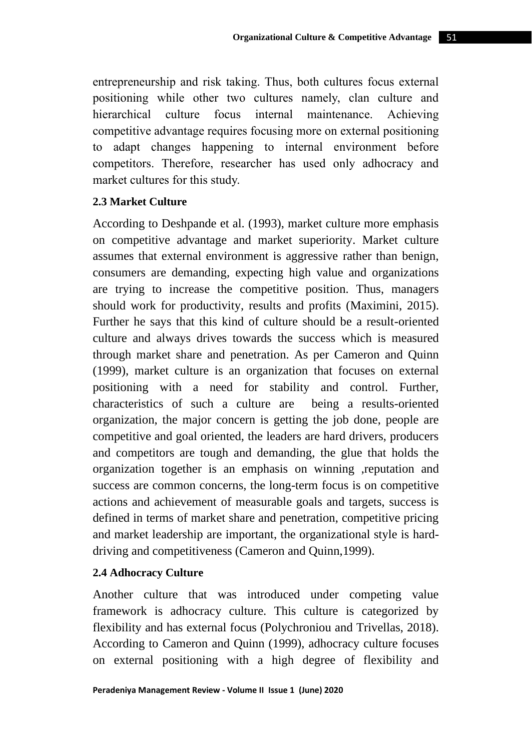entrepreneurship and risk taking. Thus, both cultures focus external positioning while other two cultures namely, clan culture and hierarchical culture focus internal maintenance. Achieving competitive advantage requires focusing more on external positioning to adapt changes happening to internal environment before competitors. Therefore, researcher has used only adhocracy and market cultures for this study.

### 2.3 Market Culture

According to Deshpande et al. (1993), market culture more emphasis on competitive advantage and market superiority. Market culture assumes that external environment is aggressive rather than benign, consumers are demanding, expecting high value and organizations are trying to increase the competitive position. Thus, managers should work for productivity, results and profits (Maximini, 2015). Further he says that this kind of culture should be a result-oriented culture and always drives towards the success which is measured through market share and penetration. As per Cameron and Quinn (1999), market culture is an organization that focuses on external positioning with a need for stability and control. Further, characteristics of such a culture are being a results-oriented organization, the major concern is getting the job done, people are competitive and goal oriented, the leaders are hard drivers, producers and competitors are tough and demanding, the glue that holds the organization together is an emphasis on winning ,reputation and success are common concerns, the long-term focus is on competitive actions and achievement of measurable goals and targets, success is defined in terms of market share and penetration, competitive pricing and market leadership are important, the organizational style is hard-driving and competitiveness (Cameron and Quinn,1999).

### 2.4 Adhocracy Culture

Another culture that was introduced under competing value framework is adhocracy culture. This culture is categorized by flexibility and has external focus (Polychroniou and Trivellas, 2018). According to Cameron and Quinn (1999), adhocracy culture focuses on external positioning with a high degree of flexibility and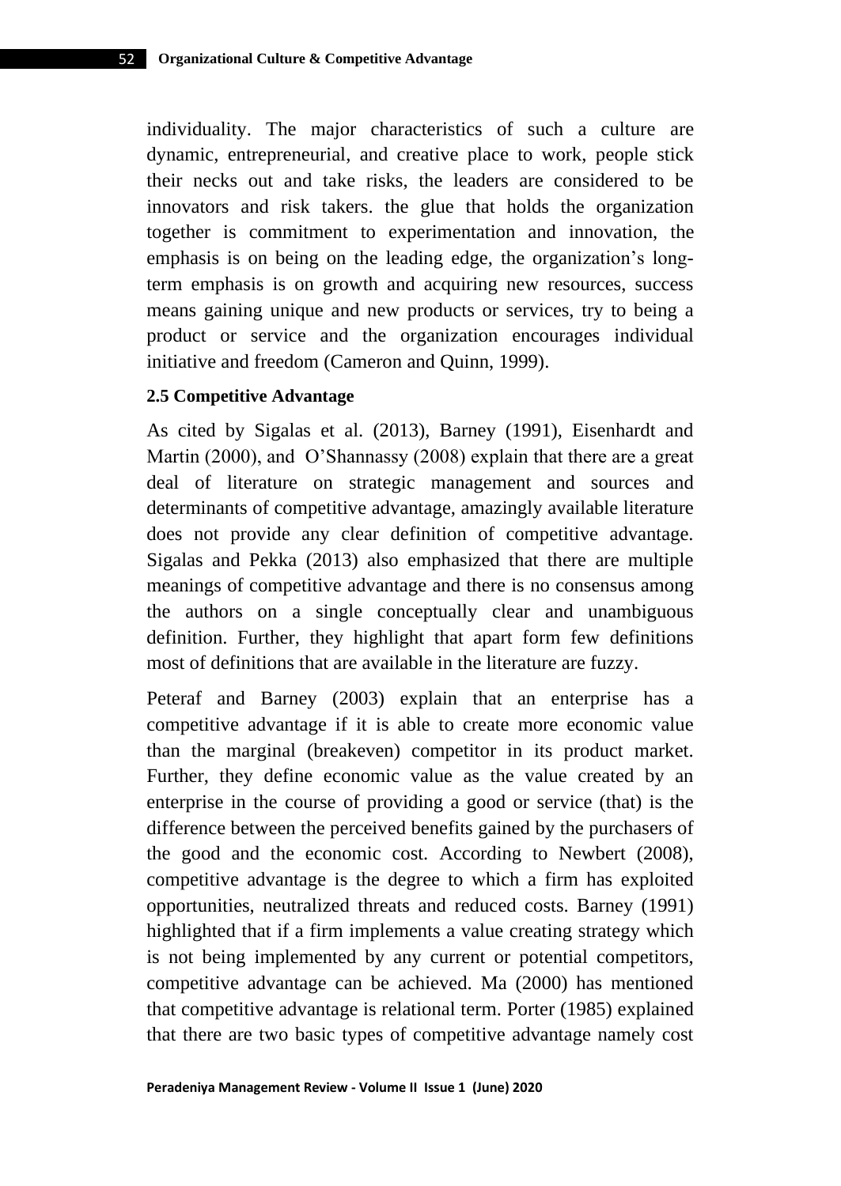individuality. The major characteristics of such a culture are dynamic, entrepreneurial, and creative place to work, people stick their necks out and take risks, the leaders are considered to be innovators and risk takers. the glue that holds the organization together is commitment to experimentation and innovation, the emphasis is on being on the leading edge, the organization's long-term emphasis is on growth and acquiring new resources, success means gaining unique and new products or services, try to being a product or service and the organization encourages individual initiative and freedom (Cameron and Quinn, 1999).

### 2.5 Competitive Advantage

As cited by Sigalas et al. (2013), Barney (1991), Eisenhardt and Martin (2000), and O'Shannassy (2008) explain that there are a great deal of literature on strategic management and sources and determinants of competitive advantage, amazingly available literature does not provide any clear definition of competitive advantage. Sigalas and Pekka (2013) also emphasized that there are multiple meanings of competitive advantage and there is no consensus among the authors on a single conceptually clear and unambiguous definition. Further, they highlight that apart form few definitions most of definitions that are available in the literature are fuzzy.

Peteraf and Barney (2003) explain that an enterprise has a competitive advantage if it is able to create more economic value than the marginal (breakeven) competitor in its product market. Further, they define economic value as the value created by an enterprise in the course of providing a good or service (that) is the difference between the perceived benefits gained by the purchasers of the good and the economic cost. According to Newbert (2008), competitive advantage is the degree to which a firm has exploited opportunities, neutralized threats and reduced costs. Barney (1991) highlighted that if a firm implements a value creating strategy which is not being implemented by any current or potential competitors, competitive advantage can be achieved. Ma (2000) has mentioned that competitive advantage is relational term. Porter (1985) explained that there are two basic types of competitive advantage namely cost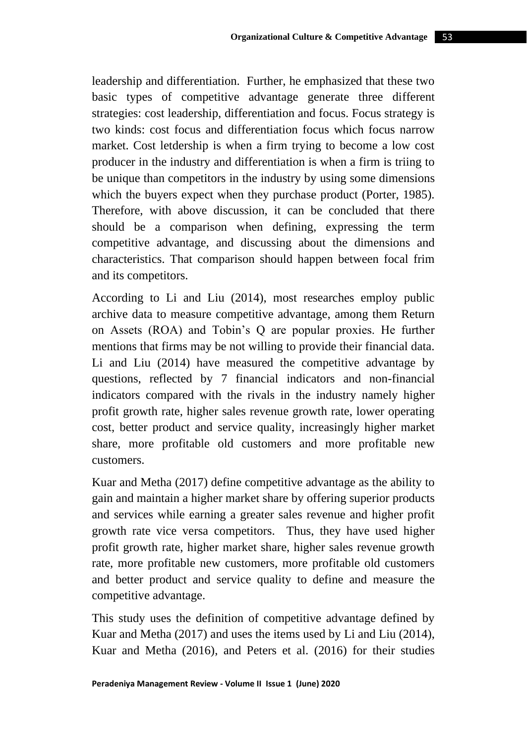leadership and differentiation. Further, he emphasized that these two basic types of competitive advantage generate three different strategies: cost leadership, differentiation and focus. Focus strategy is two kinds: cost focus and differentiation focus which focus narrow market. Cost letdership is when a firm trying to become a low cost producer in the industry and differentiation is when a firm is triing to be unique than competitors in the industry by using some dimensions which the buyers expect when they purchase product (Porter, 1985). Therefore, with above discussion, it can be concluded that there should be a comparison when defining, expressing the term competitive advantage, and discussing about the dimensions and characteristics. That comparison should happen between focal frim and its competitors.

According to Li and Liu (2014), most researches employ public archive data to measure competitive advantage, among them Return on Assets (ROA) and Tobin's Q are popular proxies. He further mentions that firms may be not willing to provide their financial data. Li and Liu (2014) have measured the competitive advantage by questions, reflected by 7 financial indicators and non-financial indicators compared with the rivals in the industry namely higher profit growth rate, higher sales revenue growth rate, lower operating cost, better product and service quality, increasingly higher market share, more profitable old customers and more profitable new customers.

Kuar and Metha (2017) define competitive advantage as the ability to gain and maintain a higher market share by offering superior products and services while earning a greater sales revenue and higher profit growth rate vice versa competitors. Thus, they have used higher profit growth rate, higher market share, higher sales revenue growth rate, more profitable new customers, more profitable old customers and better product and service quality to define and measure the competitive advantage.

This study uses the definition of competitive advantage defined by Kuar and Metha (2017) and uses the items used by Li and Liu (2014), Kuar and Metha (2016), and Peters et al. (2016) for their studies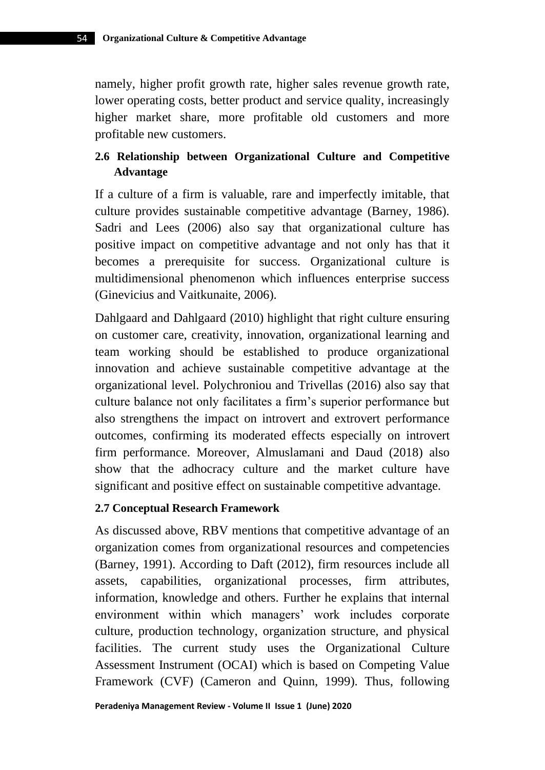namely, higher profit growth rate, higher sales revenue growth rate, lower operating costs, better product and service quality, increasingly higher market share, more profitable old customers and more profitable new customers.

### 2.6 Relationship between Organizational Culture and Competitive Advantage

If a culture of a firm is valuable, rare and imperfectly imitable, that culture provides sustainable competitive advantage (Barney, 1986). Sadri and Lees (2006) also say that organizational culture has positive impact on competitive advantage and not only has that it becomes a prerequisite for success. Organizational culture is multidimensional phenomenon which influences enterprise success (Ginevicius and Vaitkunaite, 2006).

Dahlgaard and Dahlgaard (2010) highlight that right culture ensuring on customer care, creativity, innovation, organizational learning and team working should be established to produce organizational innovation and achieve sustainable competitive advantage at the organizational level. Polychroniou and Trivellas (2016) also say that culture balance not only facilitates a firm's superior performance but also strengthens the impact on introvert and extrovert performance outcomes, confirming its moderated effects especially on introvert firm performance. Moreover, Almuslamani and Daud (2018) also show that the adhocracy culture and the market culture have significant and positive effect on sustainable competitive advantage.

### 2.7 Conceptual Research Framework

As discussed above, RBV mentions that competitive advantage of an organization comes from organizational resources and competencies (Barney, 1991). According to Daft (2012), firm resources include all assets, capabilities, organizational processes, firm attributes, information, knowledge and others. Further he explains that internal environment within which managers' work includes corporate culture, production technology, organization structure, and physical facilities. The current study uses the Organizational Culture Assessment Instrument (OCAI) which is based on Competing Value Framework (CVF) (Cameron and Quinn, 1999). Thus, following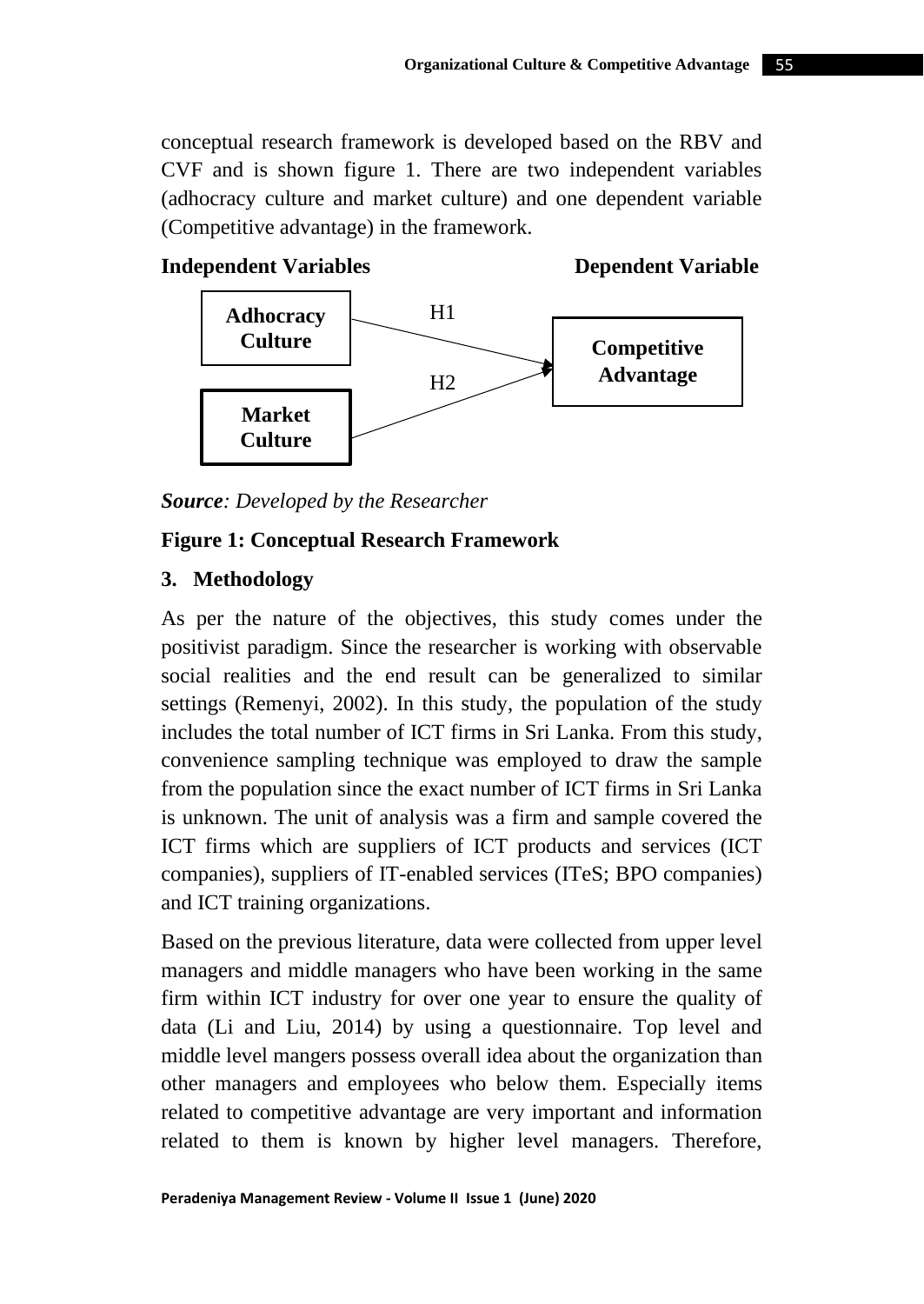conceptual research framework is developed based on the RBV and CVF and is shown figure 1. There are two independent variables (adhocracy culture and market culture) and one dependent variable (Competitive advantage) in the framework.

**Independent Variables** **Dependent Variable**

**Adhocracy Culture** —H1→ **Competitive Advantage**

**Market Culture** —H2→ **Competitive Advantage**

***Source**: Developed by the Researcher*

**Figure 1: Conceptual Research Framework**

## 3. Methodology

As per the nature of the objectives, this study comes under the positivist paradigm. Since the researcher is working with observable social realities and the end result can be generalized to similar settings (Remenyi, 2002). In this study, the population of the study includes the total number of ICT firms in Sri Lanka. From this study, convenience sampling technique was employed to draw the sample from the population since the exact number of ICT firms in Sri Lanka is unknown. The unit of analysis was a firm and sample covered the ICT firms which are suppliers of ICT products and services (ICT companies), suppliers of IT-enabled services (ITeS; BPO companies) and ICT training organizations.

Based on the previous literature, data were collected from upper level managers and middle managers who have been working in the same firm within ICT industry for over one year to ensure the quality of data (Li and Liu, 2014) by using a questionnaire. Top level and middle level mangers possess overall idea about the organization than other managers and employees who below them. Especially items related to competitive advantage are very important and information related to them is known by higher level managers. Therefore,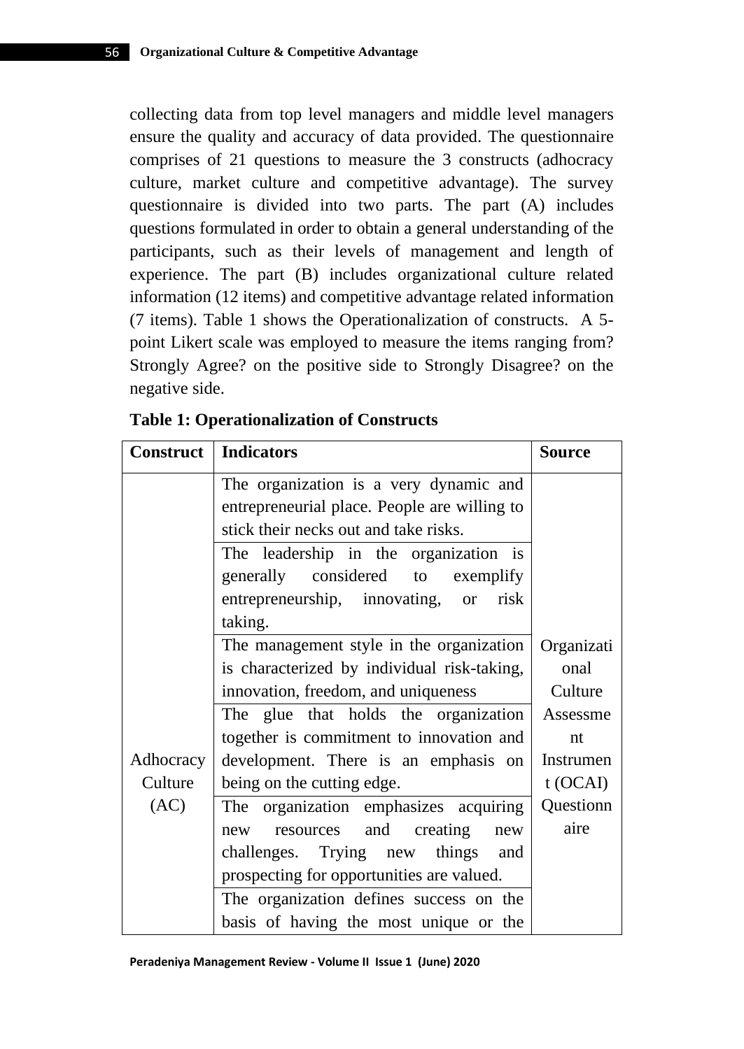collecting data from top level managers and middle level managers ensure the quality and accuracy of data provided. The questionnaire comprises of 21 questions to measure the 3 constructs (adhocracy culture, market culture and competitive advantage). The survey questionnaire is divided into two parts. The part (A) includes questions formulated in order to obtain a general understanding of the participants, such as their levels of management and length of experience. The part (B) includes organizational culture related information (12 items) and competitive advantage related information (7 items). Table 1 shows the Operationalization of constructs.  A 5-point Likert scale was employed to measure the items ranging from? Strongly Agree? on the positive side to Strongly Disagree? on the negative side.

**Table 1: Operationalization of Constructs**

| Construct | Indicators | Source |
|---|---|---|
| Adhocracy Culture (AC) | The organization is a very dynamic and entrepreneurial place. People are willing to stick their necks out and take risks. | Organizational Culture Assessment Instrument (OCAI) Questionnaire |
| | The leadership in the organization is generally considered to exemplify entrepreneurship, innovating, or risk taking. | |
| | The management style in the organization is characterized by individual risk-taking, innovation, freedom, and uniqueness | |
| | The glue that holds the organization together is commitment to innovation and development. There is an emphasis on being on the cutting edge. | |
| | The organization emphasizes acquiring new resources and creating new challenges. Trying new things and prospecting for opportunities are valued. | |
| | The organization defines success on the basis of having the most unique or the | |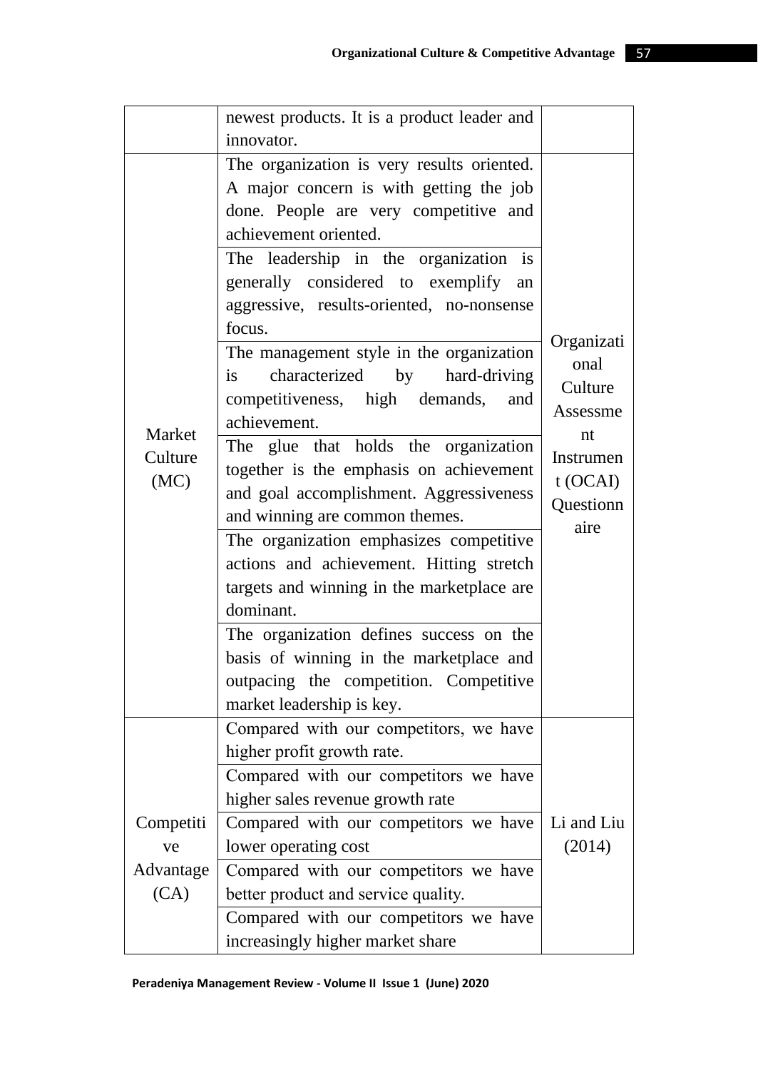| | | |
|---|---|---|
| | newest products. It is a product leader and innovator. | |
| Market Culture (MC) | The organization is very results oriented. A major concern is with getting the job done. People are very competitive and achievement oriented. | Organizational Culture Assessment Instrument (OCAI) Questionnaire |
| | The leadership in the organization is generally considered to exemplify an aggressive, results-oriented, no-nonsense focus. | |
| | The management style in the organization is characterized by hard-driving competitiveness, high demands, and achievement. | |
| | The glue that holds the organization together is the emphasis on achievement and goal accomplishment. Aggressiveness and winning are common themes. | |
| | The organization emphasizes competitive actions and achievement. Hitting stretch targets and winning in the marketplace are dominant. | |
| | The organization defines success on the basis of winning in the marketplace and outpacing the competition. Competitive market leadership is key. | |
| Competitive Advantage (CA) | Compared with our competitors, we have higher profit growth rate. | Li and Liu (2014) |
| | Compared with our competitors we have higher sales revenue growth rate | |
| | Compared with our competitors we have lower operating cost | |
| | Compared with our competitors we have better product and service quality. | |
| | Compared with our competitors we have increasingly higher market share | |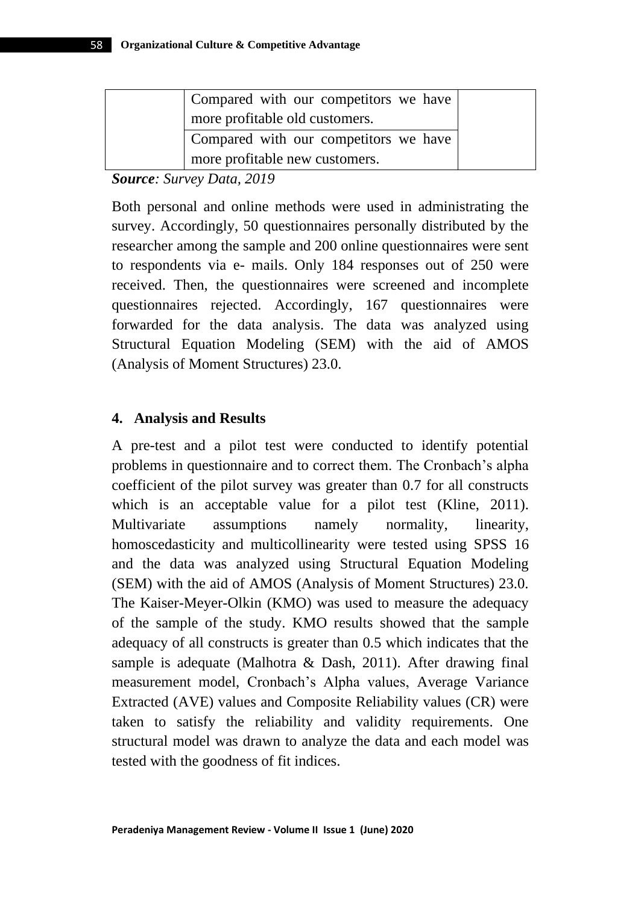| | | |
|---|---|---|
| | Compared with our competitors we have more profitable old customers. | |
| | Compared with our competitors we have more profitable new customers. | |

***Source**: Survey Data, 2019*

Both personal and online methods were used in administrating the survey. Accordingly, 50 questionnaires personally distributed by the researcher among the sample and 200 online questionnaires were sent to respondents via e- mails. Only 184 responses out of 250 were received. Then, the questionnaires were screened and incomplete questionnaires rejected. Accordingly, 167 questionnaires were forwarded for the data analysis. The data was analyzed using Structural Equation Modeling (SEM) with the aid of AMOS (Analysis of Moment Structures) 23.0.

## 4. Analysis and Results

A pre-test and a pilot test were conducted to identify potential problems in questionnaire and to correct them. The Cronbach's alpha coefficient of the pilot survey was greater than 0.7 for all constructs which is an acceptable value for a pilot test (Kline, 2011). Multivariate assumptions namely normality, linearity, homoscedasticity and multicollinearity were tested using SPSS 16 and the data was analyzed using Structural Equation Modeling (SEM) with the aid of AMOS (Analysis of Moment Structures) 23.0. The Kaiser-Meyer-Olkin (KMO) was used to measure the adequacy of the sample of the study. KMO results showed that the sample adequacy of all constructs is greater than 0.5 which indicates that the sample is adequate (Malhotra & Dash, 2011). After drawing final measurement model, Cronbach's Alpha values, Average Variance Extracted (AVE) values and Composite Reliability values (CR) were taken to satisfy the reliability and validity requirements. One structural model was drawn to analyze the data and each model was tested with the goodness of fit indices.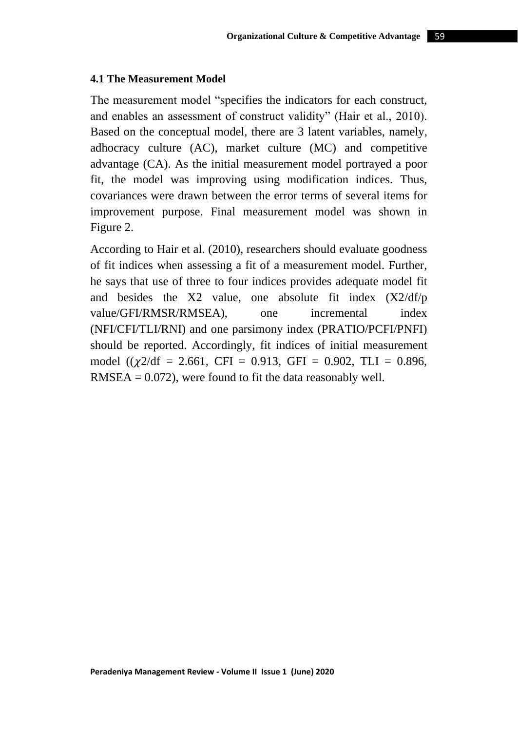### 4.1 The Measurement Model

The measurement model "specifies the indicators for each construct, and enables an assessment of construct validity" (Hair et al., 2010). Based on the conceptual model, there are 3 latent variables, namely, adhocracy culture (AC), market culture (MC) and competitive advantage (CA). As the initial measurement model portrayed a poor fit, the model was improving using modification indices. Thus, covariances were drawn between the error terms of several items for improvement purpose. Final measurement model was shown in Figure 2.

According to Hair et al. (2010), researchers should evaluate goodness of fit indices when assessing a fit of a measurement model. Further, he says that use of three to four indices provides adequate model fit and besides the X2 value, one absolute fit index (X2/df/p value/GFI/RMSR/RMSEA), one incremental index (NFI/CFI/TLI/RNI) and one parsimony index (PRATIO/PCFI/PNFI) should be reported. Accordingly, fit indices of initial measurement model (($\chi 2$/df = 2.661, CFI = 0.913, GFI = 0.902, TLI = 0.896, RMSEA = 0.072), were found to fit the data reasonably well.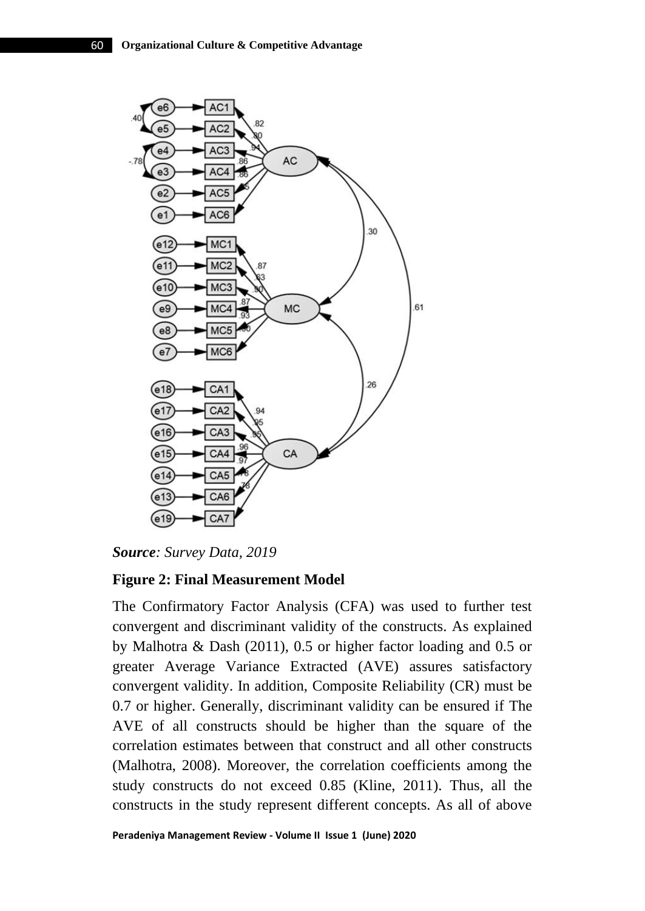*Source: Survey Data, 2019*

**Figure 2: Final Measurement Model**

The Confirmatory Factor Analysis (CFA) was used to further test convergent and discriminant validity of the constructs. As explained by Malhotra & Dash (2011), 0.5 or higher factor loading and 0.5 or greater Average Variance Extracted (AVE) assures satisfactory convergent validity. In addition, Composite Reliability (CR) must be 0.7 or higher. Generally, discriminant validity can be ensured if The AVE of all constructs should be higher than the square of the correlation estimates between that construct and all other constructs (Malhotra, 2008). Moreover, the correlation coefficients among the study constructs do not exceed 0.85 (Kline, 2011). Thus, all the constructs in the study represent different concepts. As all of above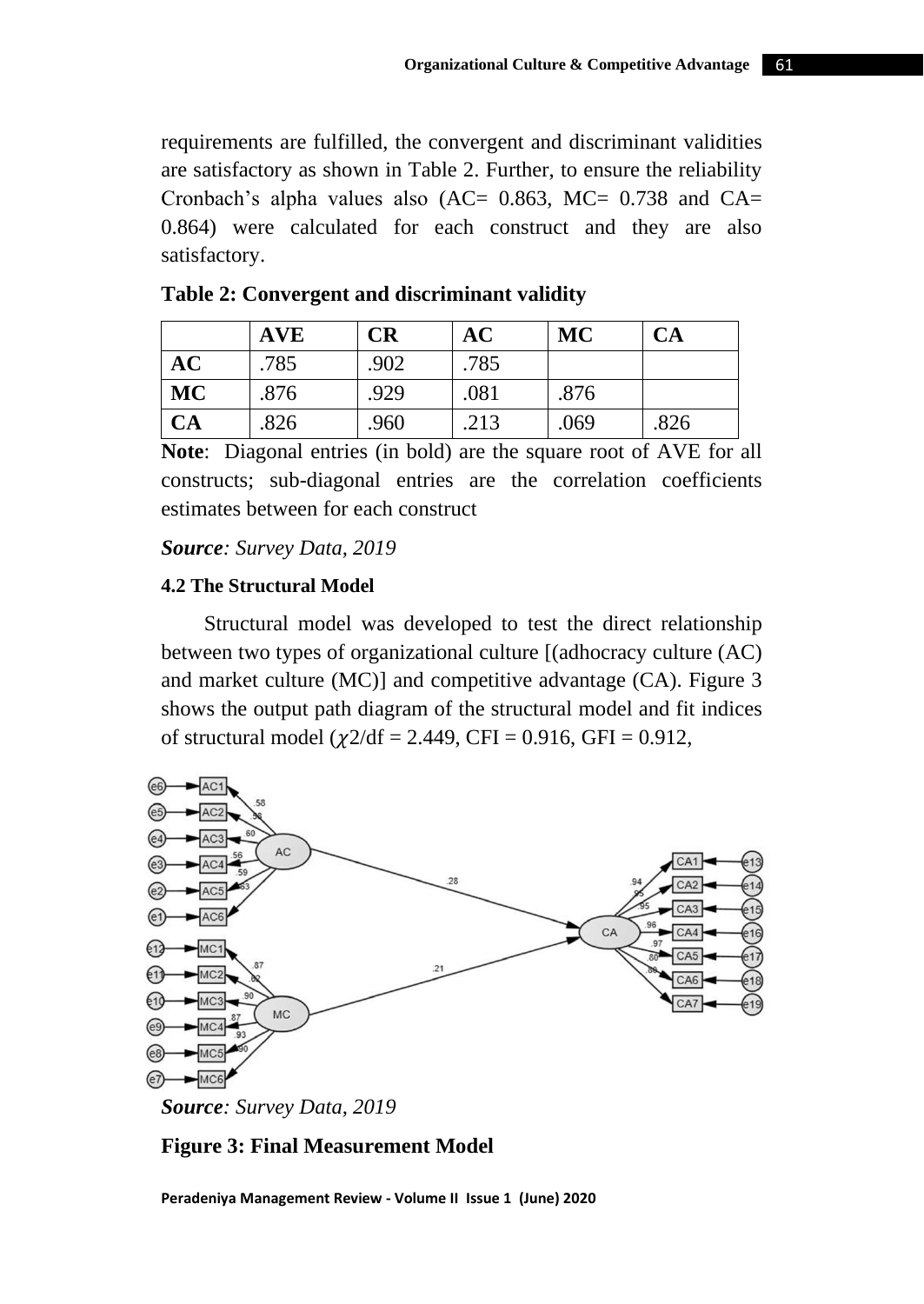requirements are fulfilled, the convergent and discriminant validities are satisfactory as shown in Table 2. Further, to ensure the reliability Cronbach's alpha values also (AC= 0.863, MC= 0.738 and CA= 0.864) were calculated for each construct and they are also satisfactory.

**Table 2: Convergent and discriminant validity**

| | AVE | CR | AC | MC | CA |
|---|---|---|---|---|---|
| **AC** | .785 | .902 | .785 | | |
| **MC** | .876 | .929 | .081 | .876 | |
| **CA** | .826 | .960 | .213 | .069 | .826 |

**Note**: Diagonal entries (in bold) are the square root of AVE for all constructs; sub-diagonal entries are the correlation coefficients estimates between for each construct

***Source****: Survey Data, 2019*

#### 4.2 The Structural Model

Structural model was developed to test the direct relationship between two types of organizational culture [(adhocracy culture (AC) and market culture (MC)] and competitive advantage (CA). Figure 3 shows the output path diagram of the structural model and fit indices of structural model ($\chi 2$/df = 2.449, CFI = 0.916, GFI = 0.912,

***Source****: Survey Data, 2019*

**Figure 3: Final Measurement Model**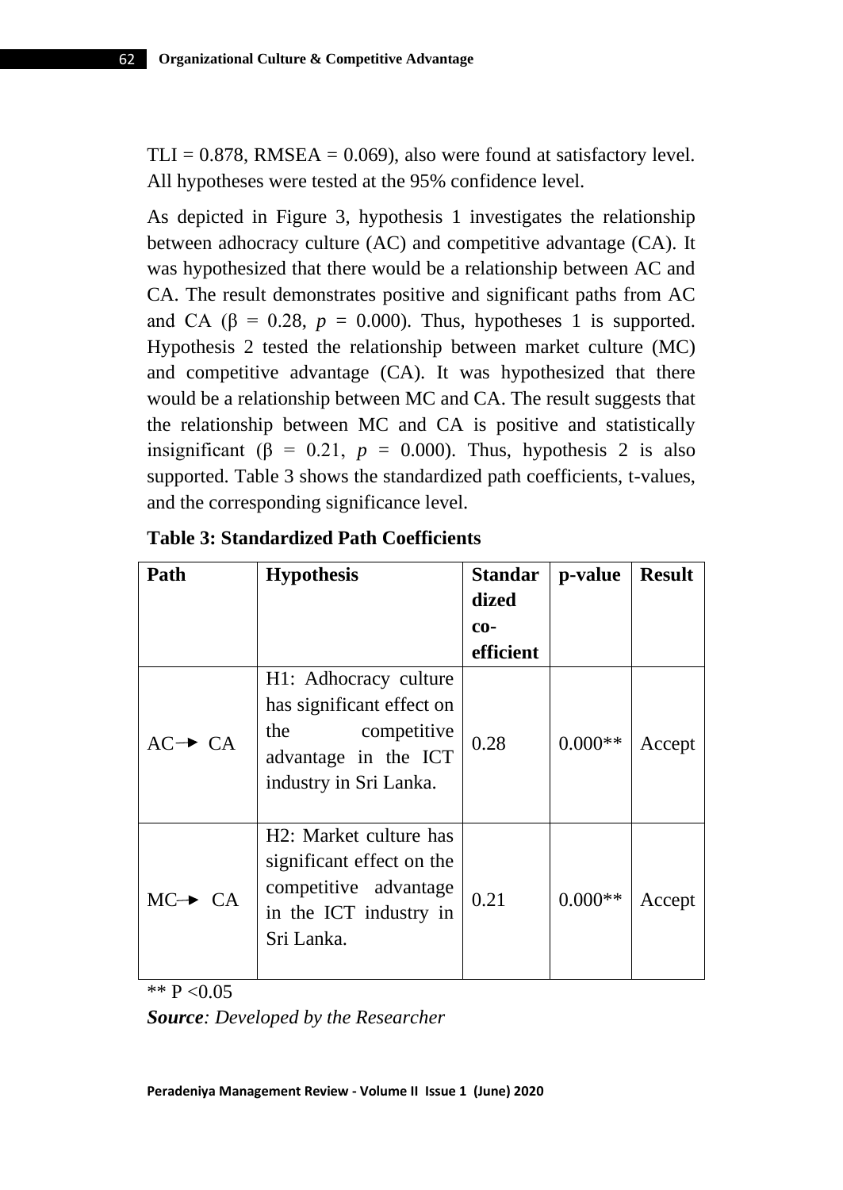TLI = 0.878, RMSEA = 0.069), also were found at satisfactory level. All hypotheses were tested at the 95% confidence level.

As depicted in Figure 3, hypothesis 1 investigates the relationship between adhocracy culture (AC) and competitive advantage (CA). It was hypothesized that there would be a relationship between AC and CA. The result demonstrates positive and significant paths from AC and CA ($\beta$ = 0.28, $p$ = 0.000). Thus, hypotheses 1 is supported. Hypothesis 2 tested the relationship between market culture (MC) and competitive advantage (CA). It was hypothesized that there would be a relationship between MC and CA. The result suggests that the relationship between MC and CA is positive and statistically insignificant ($\beta$ = 0.21, $p$ = 0.000). Thus, hypothesis 2 is also supported. Table 3 shows the standardized path coefficients, t-values, and the corresponding significance level.

**Table 3: Standardized Path Coefficients**

| Path | Hypothesis | Standardized co-efficient | p-value | Result |
|---|---|---|---|---|
| AC→ CA | H1: Adhocracy culture has significant effect on the competitive advantage in the ICT industry in Sri Lanka. | 0.28 | 0.000** | Accept |
| MC→ CA | H2: Market culture has significant effect on the competitive advantage in the ICT industry in Sri Lanka. | 0.21 | 0.000** | Accept |

** P <0.05

***Source**: Developed by the Researcher*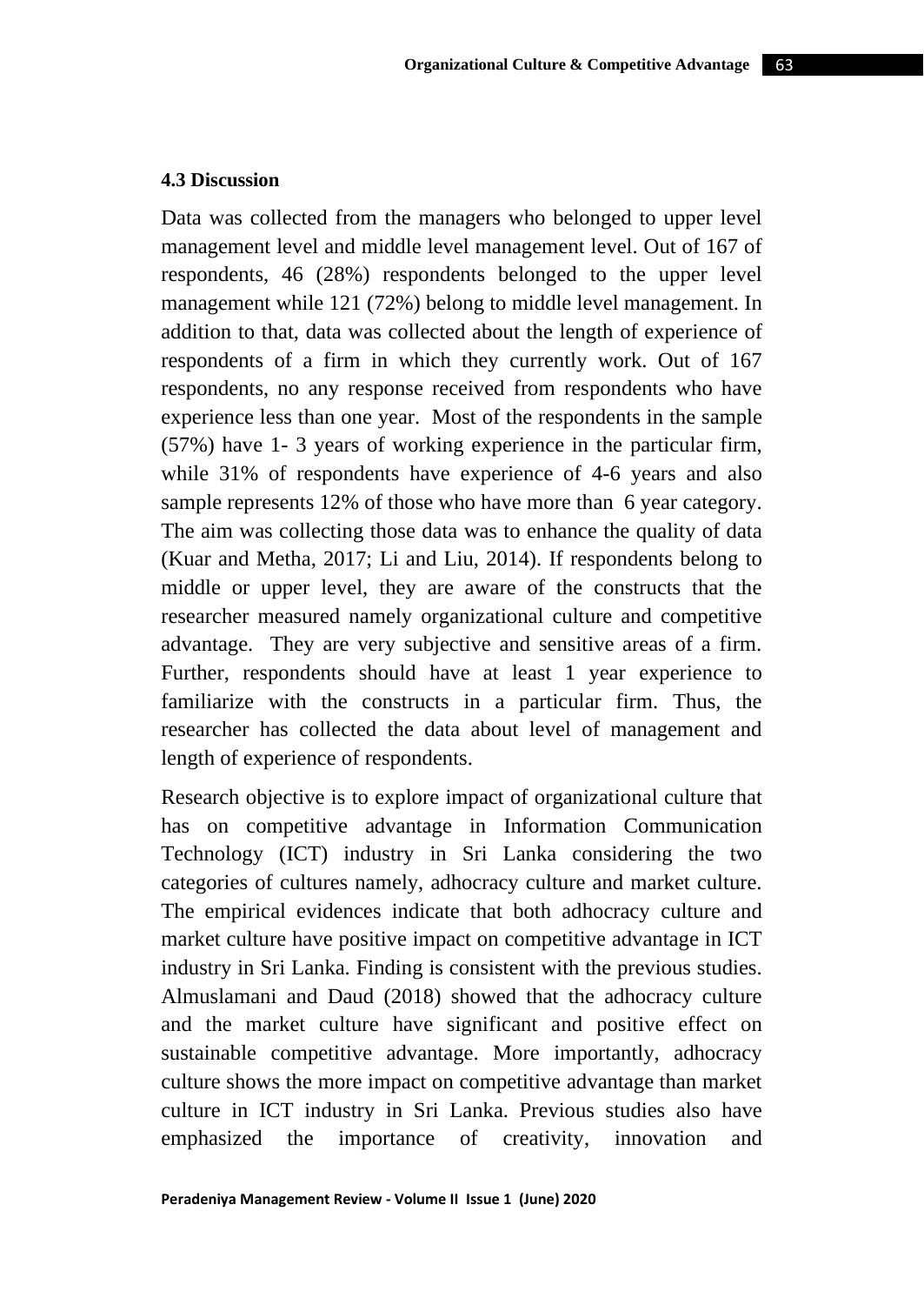### 4.3 Discussion

Data was collected from the managers who belonged to upper level management level and middle level management level. Out of 167 of respondents, 46 (28%) respondents belonged to the upper level management while 121 (72%) belong to middle level management. In addition to that, data was collected about the length of experience of respondents of a firm in which they currently work. Out of 167 respondents, no any response received from respondents who have experience less than one year. Most of the respondents in the sample (57%) have 1- 3 years of working experience in the particular firm, while 31% of respondents have experience of 4-6 years and also sample represents 12% of those who have more than 6 year category. The aim was collecting those data was to enhance the quality of data (Kuar and Metha, 2017; Li and Liu, 2014). If respondents belong to middle or upper level, they are aware of the constructs that the researcher measured namely organizational culture and competitive advantage. They are very subjective and sensitive areas of a firm. Further, respondents should have at least 1 year experience to familiarize with the constructs in a particular firm. Thus, the researcher has collected the data about level of management and length of experience of respondents.

Research objective is to explore impact of organizational culture that has on competitive advantage in Information Communication Technology (ICT) industry in Sri Lanka considering the two categories of cultures namely, adhocracy culture and market culture. The empirical evidences indicate that both adhocracy culture and market culture have positive impact on competitive advantage in ICT industry in Sri Lanka. Finding is consistent with the previous studies. Almuslamani and Daud (2018) showed that the adhocracy culture and the market culture have significant and positive effect on sustainable competitive advantage. More importantly, adhocracy culture shows the more impact on competitive advantage than market culture in ICT industry in Sri Lanka. Previous studies also have emphasized the importance of creativity, innovation and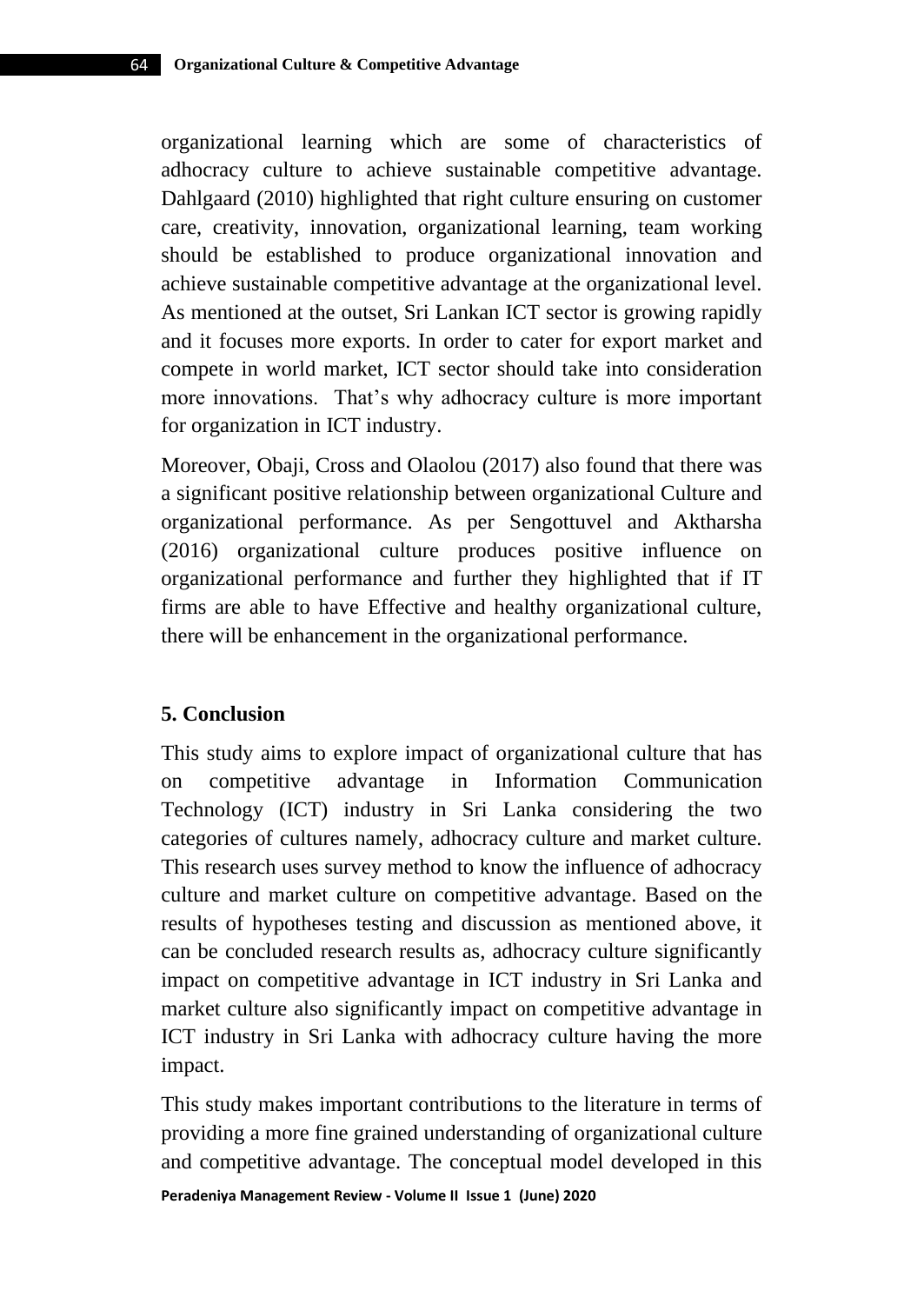organizational learning which are some of characteristics of adhocracy culture to achieve sustainable competitive advantage. Dahlgaard (2010) highlighted that right culture ensuring on customer care, creativity, innovation, organizational learning, team working should be established to produce organizational innovation and achieve sustainable competitive advantage at the organizational level. As mentioned at the outset, Sri Lankan ICT sector is growing rapidly and it focuses more exports. In order to cater for export market and compete in world market, ICT sector should take into consideration more innovations. That's why adhocracy culture is more important for organization in ICT industry.

Moreover, Obaji, Cross and Olaolou (2017) also found that there was a significant positive relationship between organizational Culture and organizational performance. As per Sengottuvel and Aktharsha (2016) organizational culture produces positive influence on organizational performance and further they highlighted that if IT firms are able to have Effective and healthy organizational culture, there will be enhancement in the organizational performance.

## 5. Conclusion

This study aims to explore impact of organizational culture that has on competitive advantage in Information Communication Technology (ICT) industry in Sri Lanka considering the two categories of cultures namely, adhocracy culture and market culture. This research uses survey method to know the influence of adhocracy culture and market culture on competitive advantage. Based on the results of hypotheses testing and discussion as mentioned above, it can be concluded research results as, adhocracy culture significantly impact on competitive advantage in ICT industry in Sri Lanka and market culture also significantly impact on competitive advantage in ICT industry in Sri Lanka with adhocracy culture having the more impact.

This study makes important contributions to the literature in terms of providing a more fine grained understanding of organizational culture and competitive advantage. The conceptual model developed in this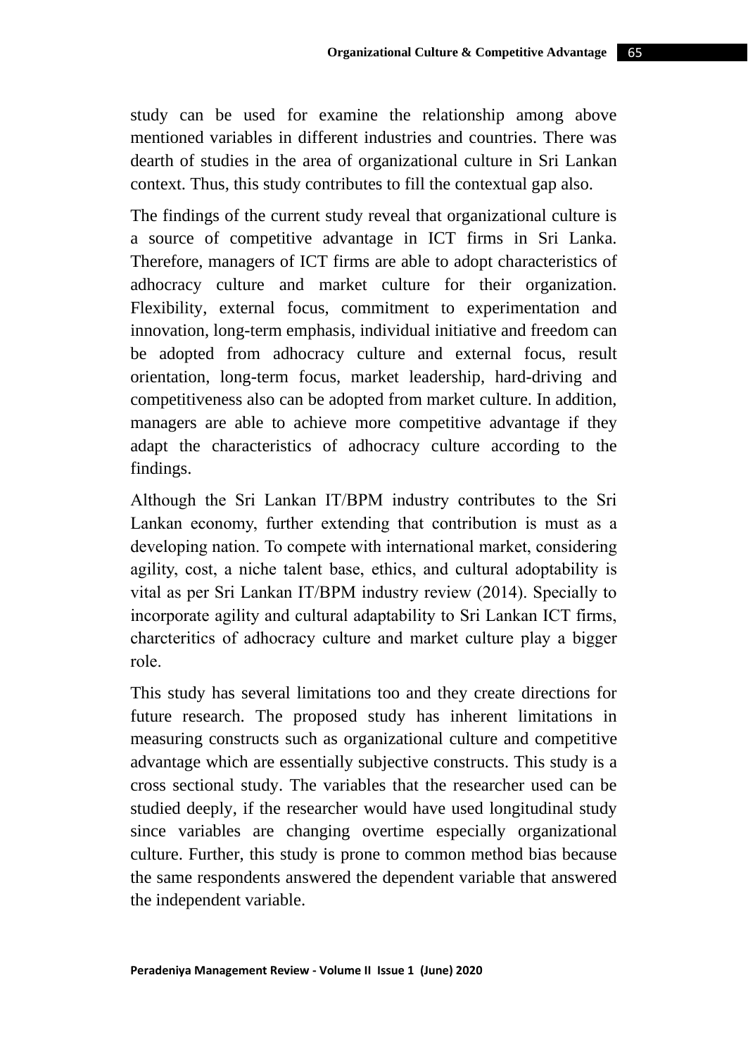study can be used for examine the relationship among above mentioned variables in different industries and countries. There was dearth of studies in the area of organizational culture in Sri Lankan context. Thus, this study contributes to fill the contextual gap also.

The findings of the current study reveal that organizational culture is a source of competitive advantage in ICT firms in Sri Lanka. Therefore, managers of ICT firms are able to adopt characteristics of adhocracy culture and market culture for their organization. Flexibility, external focus, commitment to experimentation and innovation, long-term emphasis, individual initiative and freedom can be adopted from adhocracy culture and external focus, result orientation, long-term focus, market leadership, hard-driving and competitiveness also can be adopted from market culture. In addition, managers are able to achieve more competitive advantage if they adapt the characteristics of adhocracy culture according to the findings.

Although the Sri Lankan IT/BPM industry contributes to the Sri Lankan economy, further extending that contribution is must as a developing nation. To compete with international market, considering agility, cost, a niche talent base, ethics, and cultural adoptability is vital as per Sri Lankan IT/BPM industry review (2014). Specially to incorporate agility and cultural adaptability to Sri Lankan ICT firms, charcteritics of adhocracy culture and market culture play a bigger role.

This study has several limitations too and they create directions for future research. The proposed study has inherent limitations in measuring constructs such as organizational culture and competitive advantage which are essentially subjective constructs. This study is a cross sectional study. The variables that the researcher used can be studied deeply, if the researcher would have used longitudinal study since variables are changing overtime especially organizational culture. Further, this study is prone to common method bias because the same respondents answered the dependent variable that answered the independent variable.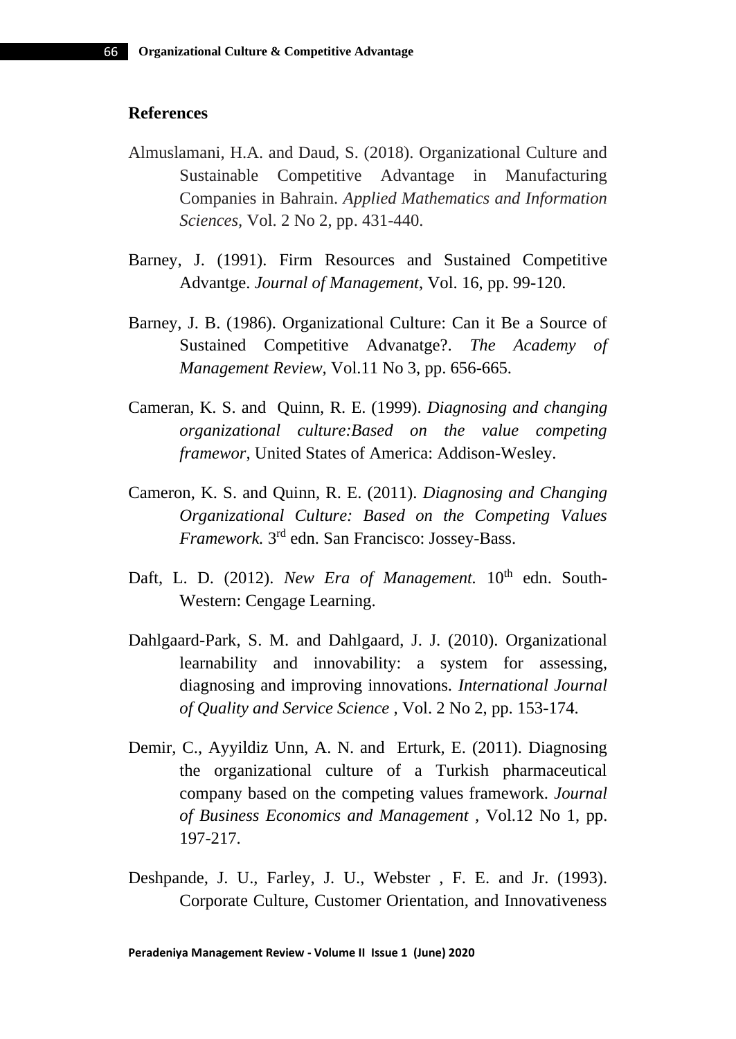## References

Almuslamani, H.A. and Daud, S. (2018). Organizational Culture and Sustainable Competitive Advantage in Manufacturing Companies in Bahrain. *Applied Mathematics and Information Sciences,* Vol. 2 No 2, pp. 431-440.

Barney, J. (1991). Firm Resources and Sustained Competitive Advantge. *Journal of Management,* Vol. 16, pp. 99-120.

Barney, J. B. (1986). Organizational Culture: Can it Be a Source of Sustained Competitive Advanatge?. *The Academy of Management Review,* Vol.11 No 3, pp. 656-665.

Cameran, K. S. and Quinn, R. E. (1999). *Diagnosing and changing organizational culture:Based on the value competing framewor,* United States of America: Addison-Wesley.

Cameron, K. S. and Quinn, R. E. (2011). *Diagnosing and Changing Organizational Culture: Based on the Competing Values Framework.* 3rd edn. San Francisco: Jossey-Bass.

Daft, L. D. (2012). *New Era of Management.* 10th edn. South-Western: Cengage Learning.

Dahlgaard-Park, S. M. and Dahlgaard, J. J. (2010). Organizational learnability and innovability: a system for assessing, diagnosing and improving innovations. *International Journal of Quality and Service Science* , Vol. 2 No 2, pp. 153-174.

Demir, C., Ayyildiz Unn, A. N. and Erturk, E. (2011). Diagnosing the organizational culture of a Turkish pharmaceutical company based on the competing values framework. *Journal of Business Economics and Management* , Vol.12 No 1, pp. 197-217.

Deshpande, J. U., Farley, J. U., Webster , F. E. and Jr. (1993). Corporate Culture, Customer Orientation, and Innovativeness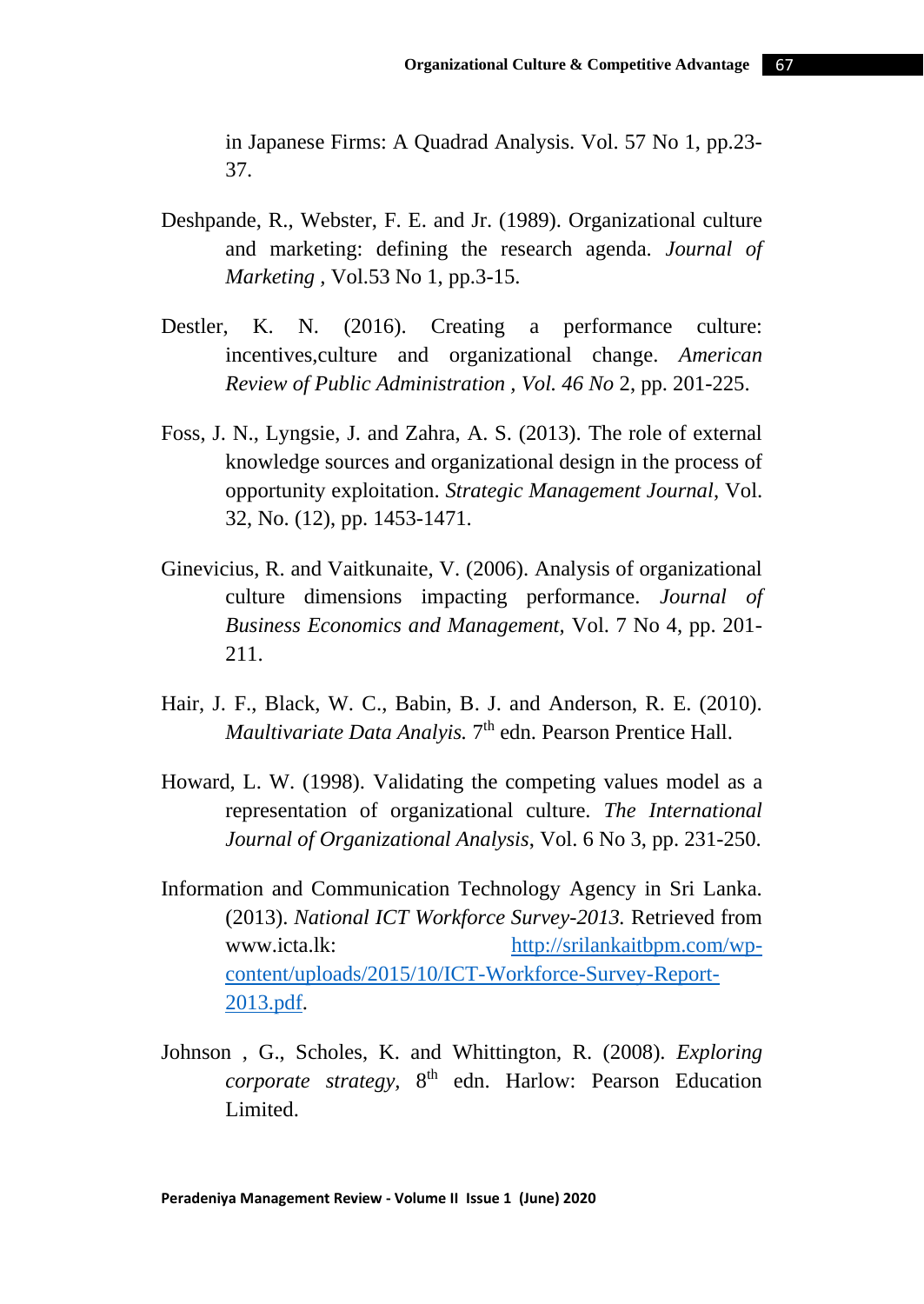in Japanese Firms: A Quadrad Analysis. Vol. 57 No 1, pp.23-37.

Deshpande, R., Webster, F. E. and Jr. (1989). Organizational culture and marketing: defining the research agenda. *Journal of Marketing* , Vol.53 No 1, pp.3-15.

Destler, K. N. (2016). Creating a performance culture: incentives,culture and organizational change. *American Review of Public Administration , Vol. 46 No* 2, pp. 201-225.

Foss, J. N., Lyngsie, J. and Zahra, A. S. (2013). The role of external knowledge sources and organizational design in the process of opportunity exploitation. *Strategic Management Journal*, Vol. 32, No. (12), pp. 1453-1471.

Ginevicius, R. and Vaitkunaite, V. (2006). Analysis of organizational culture dimensions impacting performance. *Journal of Business Economics and Management*, Vol. 7 No 4, pp. 201-211.

Hair, J. F., Black, W. C., Babin, B. J. and Anderson, R. E. (2010). *Maultivariate Data Analyis.* 7th edn. Pearson Prentice Hall.

Howard, L. W. (1998). Validating the competing values model as a representation of organizational culture. *The International Journal of Organizational Analysis*, Vol. 6 No 3, pp. 231-250.

Information and Communication Technology Agency in Sri Lanka. (2013). *National ICT Workforce Survey-2013.* Retrieved from www.icta.lk: http://srilankaitbpm.com/wp-content/uploads/2015/10/ICT-Workforce-Survey-Report-2013.pdf.

Johnson , G., Scholes, K. and Whittington, R. (2008). *Exploring corporate strategy,* 8th edn. Harlow: Pearson Education Limited.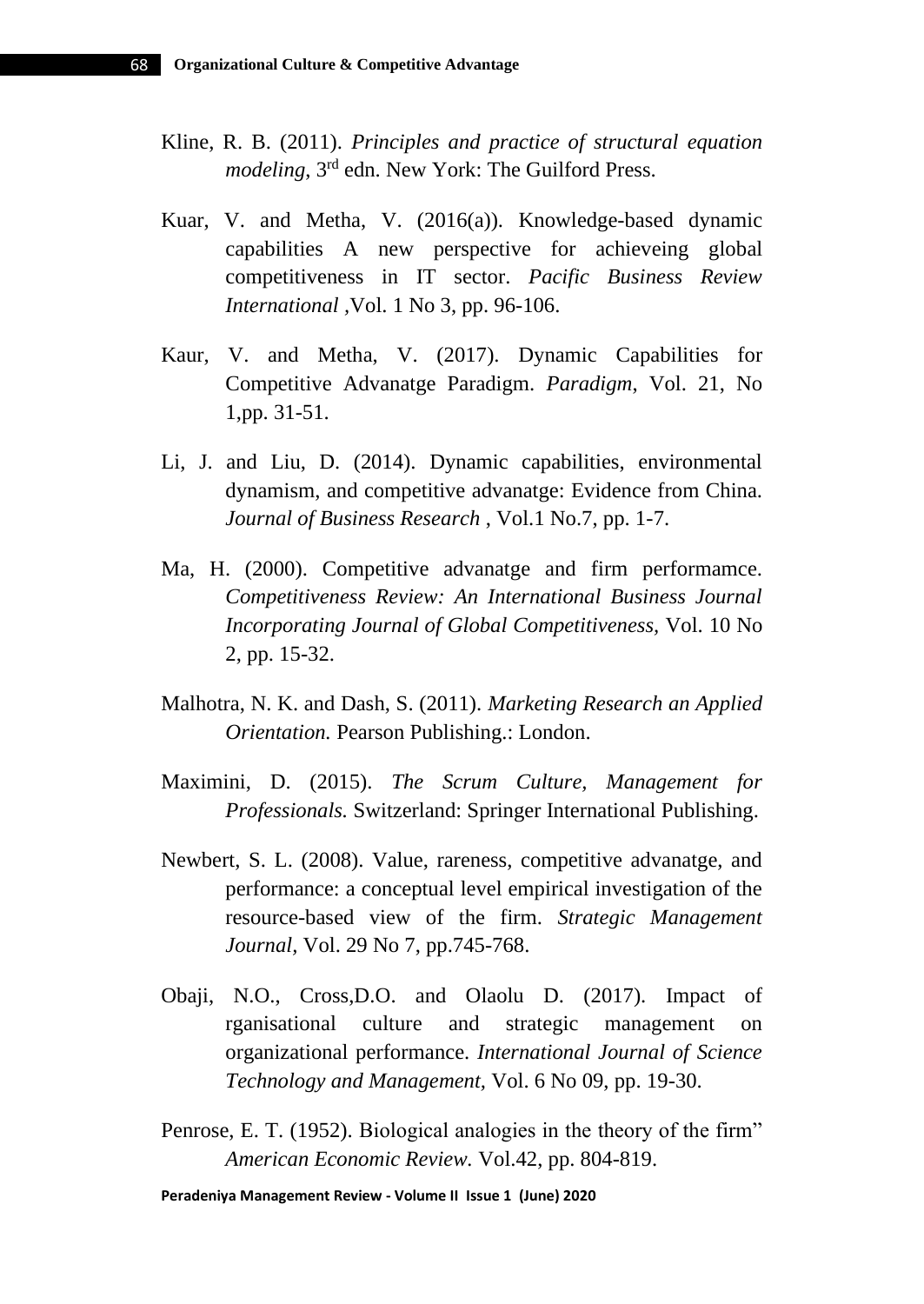Kline, R. B. (2011). *Principles and practice of structural equation modeling*, 3rd edn. New York: The Guilford Press.

Kuar, V. and Metha, V. (2016(a)). Knowledge-based dynamic capabilities A new perspective for achieveing global competitiveness in IT sector. *Pacific Business Review International* ,Vol. 1 No 3, pp. 96-106.

Kaur, V. and Metha, V. (2017). Dynamic Capabilities for Competitive Advanatge Paradigm. *Paradigm*, Vol. 21, No 1,pp. 31-51.

Li, J. and Liu, D. (2014). Dynamic capabilities, environmental dynamism, and competitive advanatge: Evidence from China. *Journal of Business Research* , Vol.1 No.7, pp. 1-7.

Ma, H. (2000). Competitive advanatge and firm performamce. *Competitiveness Review: An International Business Journal Incorporating Journal of Global Competitiveness*, Vol. 10 No 2, pp. 15-32.

Malhotra, N. K. and Dash, S. (2011). *Marketing Research an Applied Orientation.* Pearson Publishing.: London.

Maximini, D. (2015). *The Scrum Culture, Management for Professionals.* Switzerland: Springer International Publishing.

Newbert, S. L. (2008). Value, rareness, competitive advanatge, and performance: a conceptual level empirical investigation of the resource-based view of the firm. *Strategic Management Journal*, Vol. 29 No 7, pp.745-768.

Obaji, N.O., Cross,D.O. and Olaolu D. (2017). Impact of rganisational culture and strategic management on organizational performance. *International Journal of Science Technology and Management,* Vol. 6 No 09, pp. 19-30.

Penrose, E. T. (1952). Biological analogies in the theory of the firm" *American Economic Review.* Vol.42, pp. 804-819.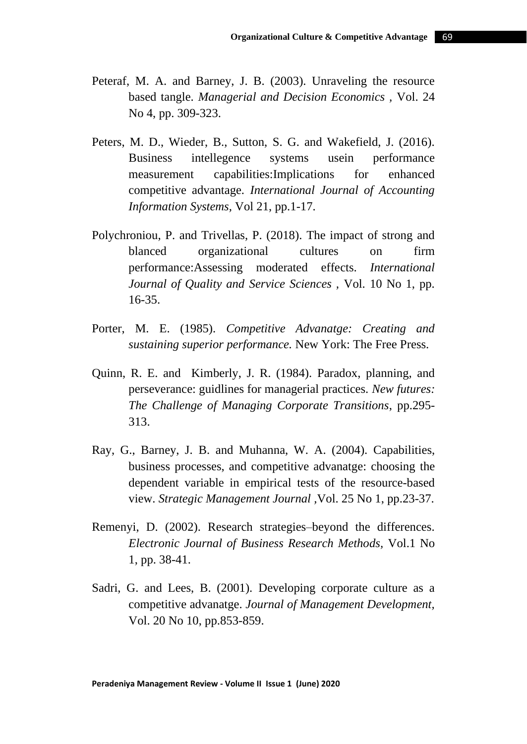Peteraf, M. A. and Barney, J. B. (2003). Unraveling the resource based tangle. *Managerial and Decision Economics* , Vol. 24 No 4, pp. 309-323.

Peters, M. D., Wieder, B., Sutton, S. G. and Wakefield, J. (2016). Business intellegence systems usein performance measurement capabilities:Implications for enhanced competitive advantage. *International Journal of Accounting Information Systems*, Vol 21, pp.1-17.

Polychroniou, P. and Trivellas, P. (2018). The impact of strong and blanced organizational cultures on firm performance:Assessing moderated effects. *International Journal of Quality and Service Sciences* , Vol. 10 No 1, pp. 16-35.

Porter, M. E. (1985). *Competitive Advanatge: Creating and sustaining superior performance.* New York: The Free Press.

Quinn, R. E. and Kimberly, J. R. (1984). Paradox, planning, and perseverance: guidlines for managerial practices. *New futures: The Challenge of Managing Corporate Transitions*, pp.295-313.

Ray, G., Barney, J. B. and Muhanna, W. A. (2004). Capabilities, business processes, and competitive advanatge: choosing the dependent variable in empirical tests of the resource-based view. *Strategic Management Journal* ,Vol. 25 No 1, pp.23-37.

Remenyi, D. (2002). Research strategies–beyond the differences. *Electronic Journal of Business Research Methods,* Vol.1 No 1, pp. 38-41.

Sadri, G. and Lees, B. (2001). Developing corporate culture as a competitive advanatge. *Journal of Management Development*, Vol. 20 No 10, pp.853-859.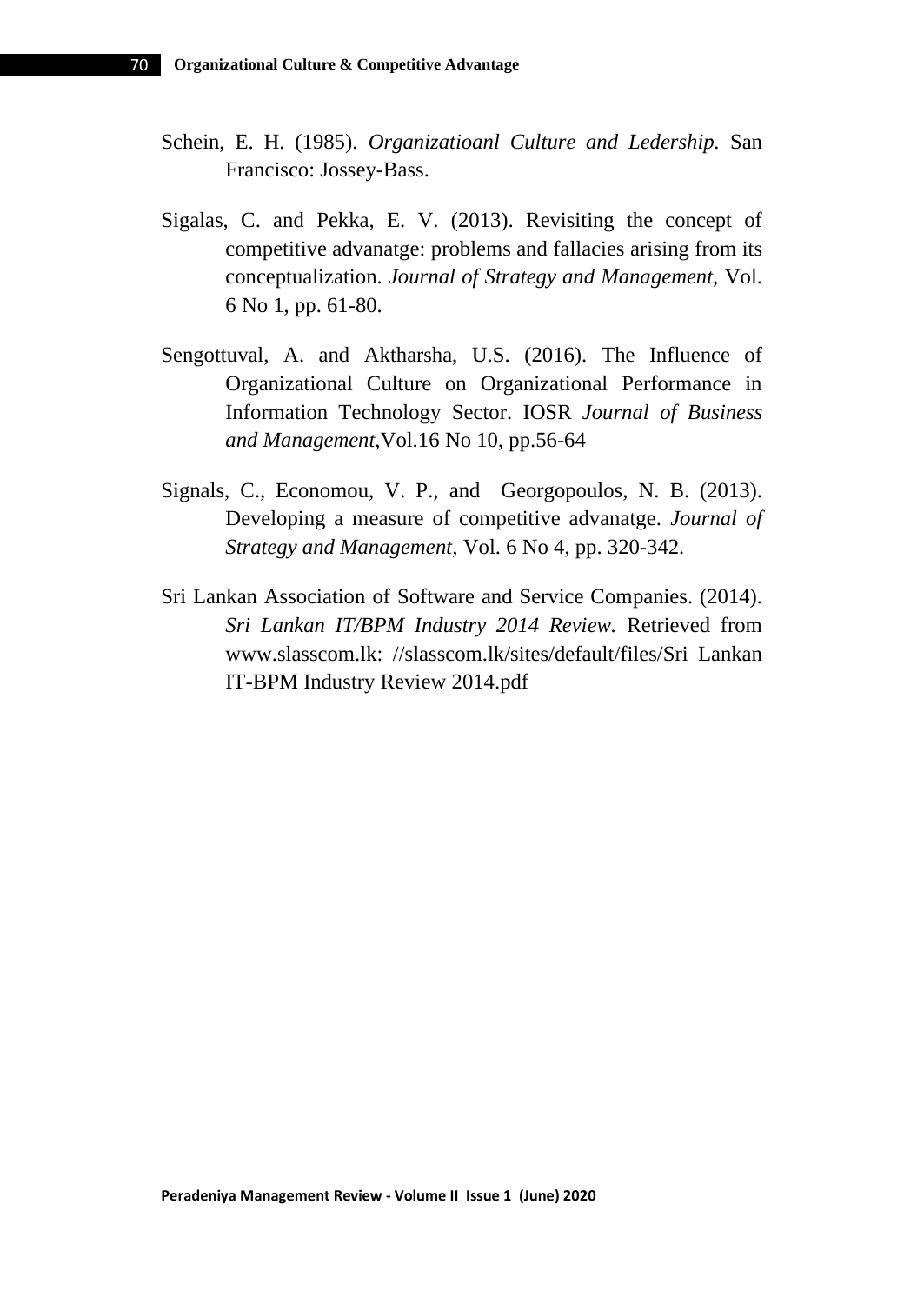Schein, E. H. (1985). *Organizatioanl Culture and Ledership.* San Francisco: Jossey-Bass.

Sigalas, C. and Pekka, E. V. (2013). Revisiting the concept of competitive advanatge: problems and fallacies arising from its conceptualization. *Journal of Strategy and Management,* Vol. 6 No 1, pp. 61-80.

Sengottuval, A. and Aktharsha, U.S. (2016). The Influence of Organizational Culture on Organizational Performance in Information Technology Sector. IOSR *Journal of Business and Management,*Vol.16 No 10, pp.56-64

Signals, C., Economou, V. P., and Georgopoulos, N. B. (2013). Developing a measure of competitive advanatge. *Journal of Strategy and Management,* Vol. 6 No 4, pp. 320-342.

Sri Lankan Association of Software and Service Companies. (2014). *Sri Lankan IT/BPM Industry 2014 Review.* Retrieved from www.slasscom.lk: //slasscom.lk/sites/default/files/Sri Lankan IT-BPM Industry Review 2014.pdf